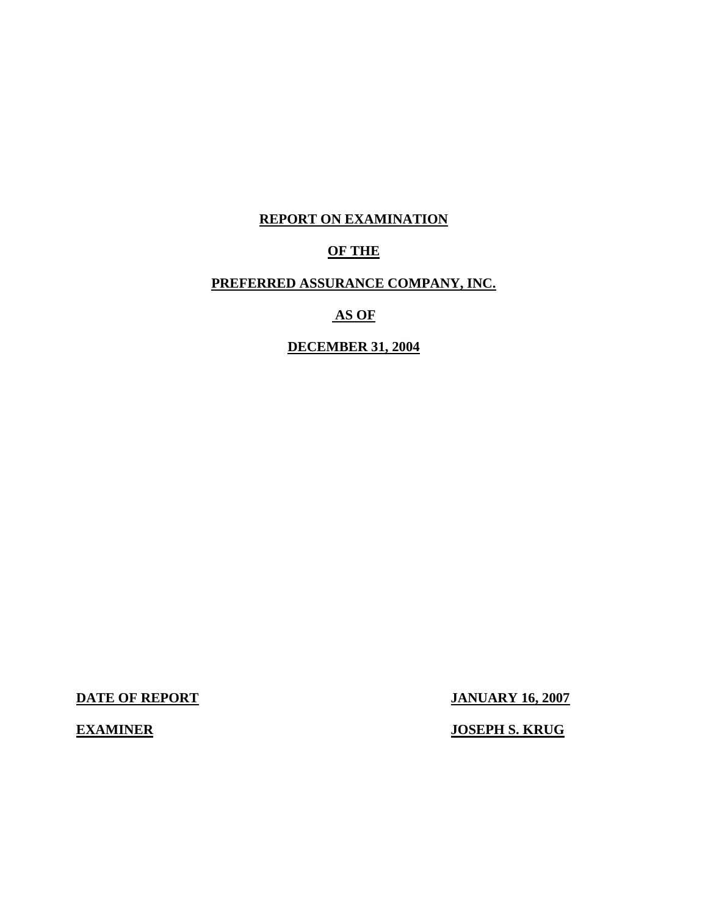# REPORT ON EXAMINATION

# OF THE

# PREFERRED ASSURANCE COMPANY, INC.

# AS OF

# DECEMBER 31, 2004

| | |
|---|---|
| **DATE OF REPORT** | **JANUARY 16, 2007** |
| **EXAMINER** | **JOSEPH S. KRUG** |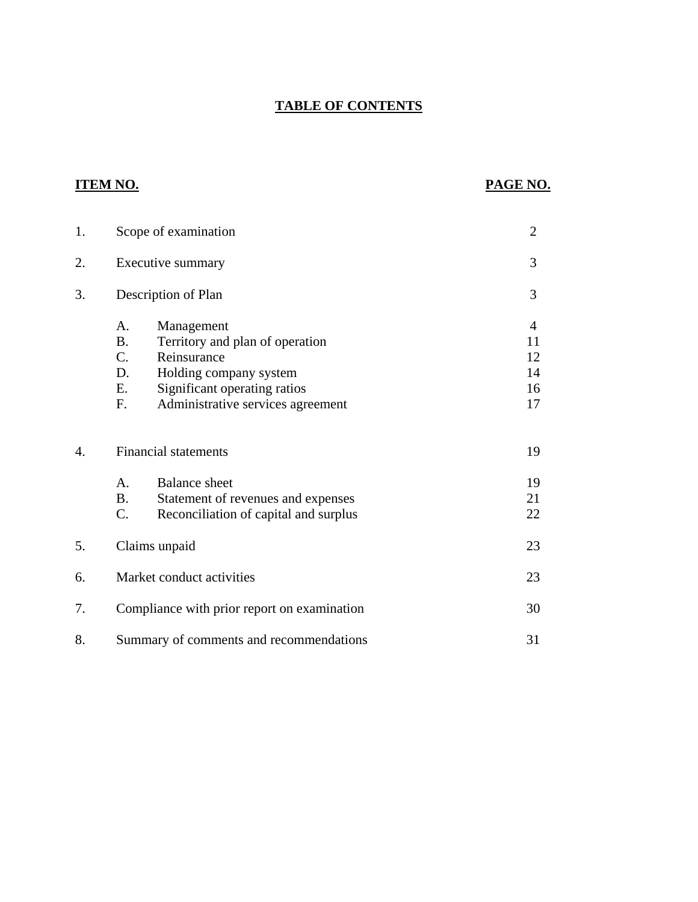# TABLE OF CONTENTS

| ITEM NO. | | | PAGE NO. |
|---|---|---|---|
| 1. | Scope of examination | | 2 |
| 2. | Executive summary | | 3 |
| 3. | Description of Plan | | 3 |
| | A. | Management | 4 |
| | B. | Territory and plan of operation | 11 |
| | C. | Reinsurance | 12 |
| | D. | Holding company system | 14 |
| | E. | Significant operating ratios | 16 |
| | F. | Administrative services agreement | 17 |
| 4. | Financial statements | | 19 |
| | A. | Balance sheet | 19 |
| | B. | Statement of revenues and expenses | 21 |
| | C. | Reconciliation of capital and surplus | 22 |
| 5. | Claims unpaid | | 23 |
| 6. | Market conduct activities | | 23 |
| 7. | Compliance with prior report on examination | | 30 |
| 8. | Summary of comments and recommendations | | 31 |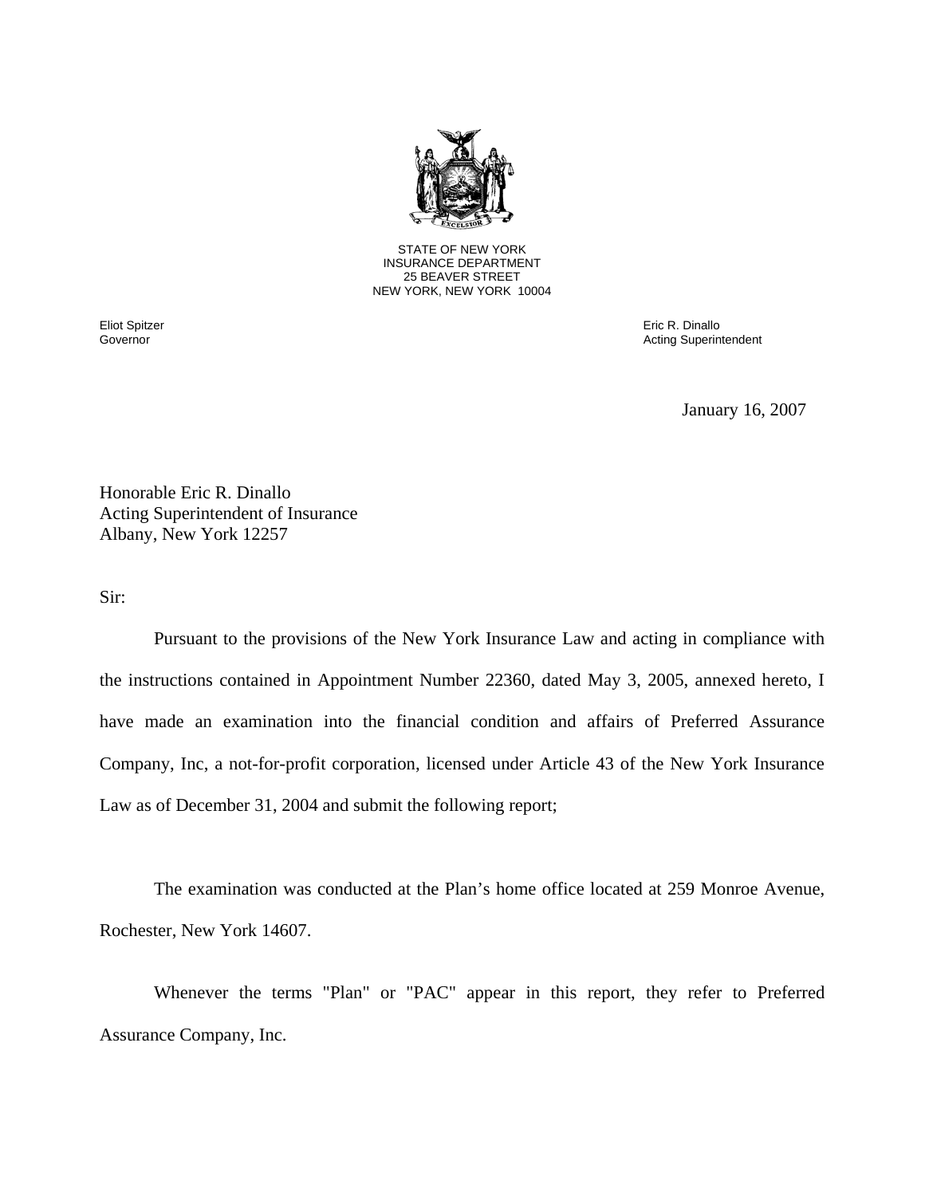STATE OF NEW YORK
INSURANCE DEPARTMENT
25 BEAVER STREET
NEW YORK, NEW YORK 10004

Eliot Spitzer
Governor

Eric R. Dinallo
Acting Superintendent

January 16, 2007

Honorable Eric R. Dinallo
Acting Superintendent of Insurance
Albany, New York 12257

Sir:

Pursuant to the provisions of the New York Insurance Law and acting in compliance with the instructions contained in Appointment Number 22360, dated May 3, 2005, annexed hereto, I have made an examination into the financial condition and affairs of Preferred Assurance Company, Inc, a not-for-profit corporation, licensed under Article 43 of the New York Insurance Law as of December 31, 2004 and submit the following report;

The examination was conducted at the Plan's home office located at 259 Monroe Avenue, Rochester, New York 14607.

Whenever the terms "Plan" or "PAC" appear in this report, they refer to Preferred Assurance Company, Inc.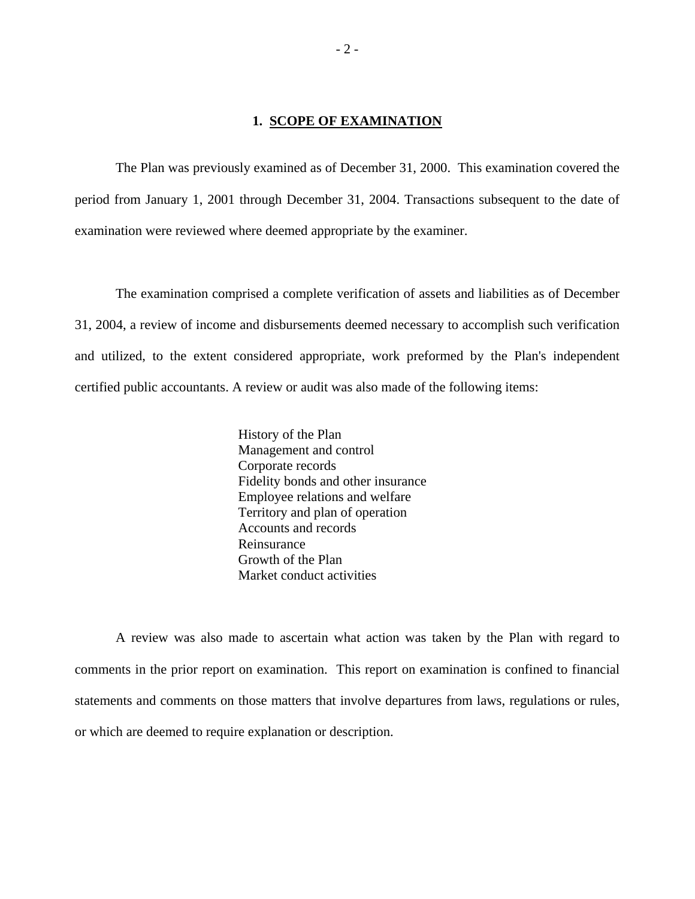## 1. SCOPE OF EXAMINATION

The Plan was previously examined as of December 31, 2000. This examination covered the period from January 1, 2001 through December 31, 2004. Transactions subsequent to the date of examination were reviewed where deemed appropriate by the examiner.

The examination comprised a complete verification of assets and liabilities as of December 31, 2004, a review of income and disbursements deemed necessary to accomplish such verification and utilized, to the extent considered appropriate, work preformed by the Plan's independent certified public accountants. A review or audit was also made of the following items:

- History of the Plan
- Management and control
- Corporate records
- Fidelity bonds and other insurance
- Employee relations and welfare
- Territory and plan of operation
- Accounts and records
- Reinsurance
- Growth of the Plan
- Market conduct activities

A review was also made to ascertain what action was taken by the Plan with regard to comments in the prior report on examination. This report on examination is confined to financial statements and comments on those matters that involve departures from laws, regulations or rules, or which are deemed to require explanation or description.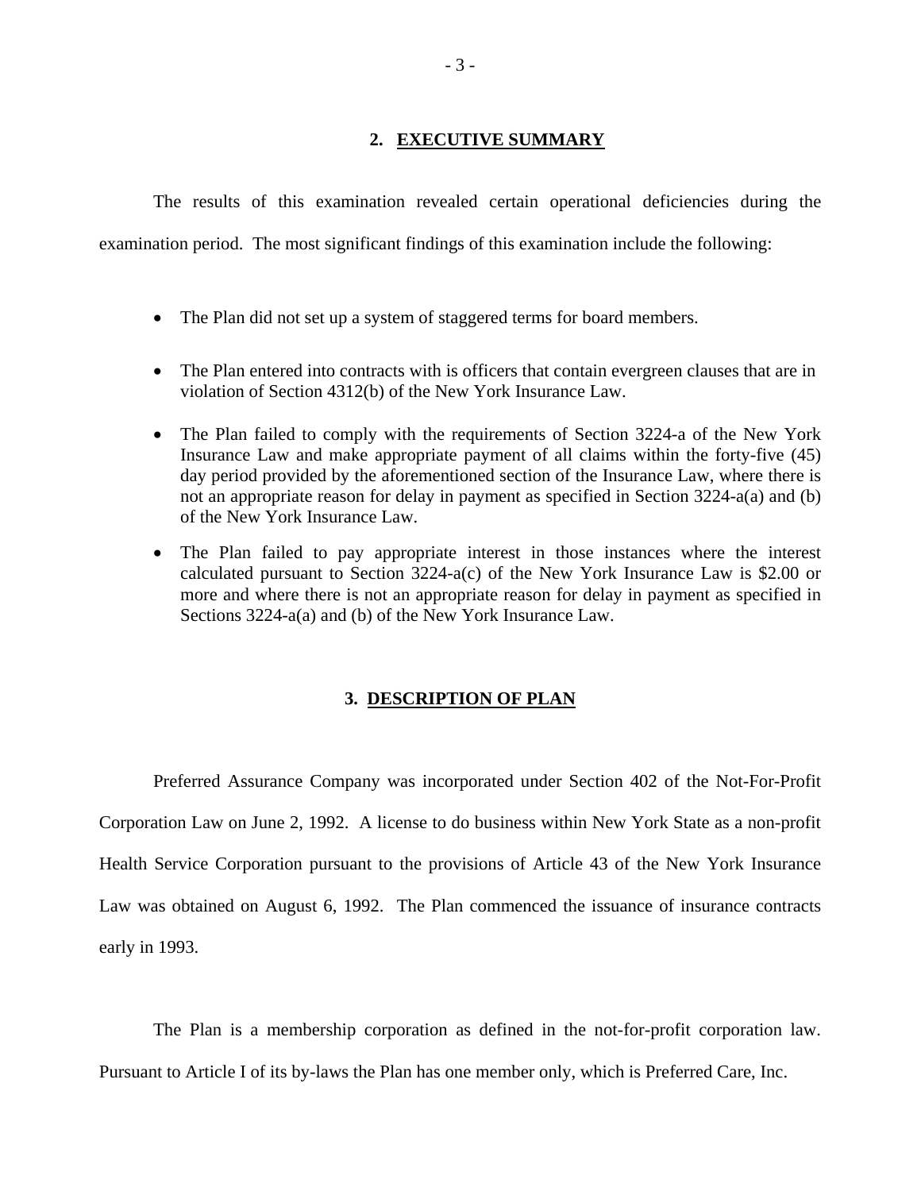## 2. EXECUTIVE SUMMARY

The results of this examination revealed certain operational deficiencies during the examination period. The most significant findings of this examination include the following:

- The Plan did not set up a system of staggered terms for board members.
- The Plan entered into contracts with is officers that contain evergreen clauses that are in violation of Section 4312(b) of the New York Insurance Law.
- The Plan failed to comply with the requirements of Section 3224-a of the New York Insurance Law and make appropriate payment of all claims within the forty-five (45) day period provided by the aforementioned section of the Insurance Law, where there is not an appropriate reason for delay in payment as specified in Section 3224-a(a) and (b) of the New York Insurance Law.
- The Plan failed to pay appropriate interest in those instances where the interest calculated pursuant to Section 3224-a(c) of the New York Insurance Law is $2.00 or more and where there is not an appropriate reason for delay in payment as specified in Sections 3224-a(a) and (b) of the New York Insurance Law.

## 3. DESCRIPTION OF PLAN

Preferred Assurance Company was incorporated under Section 402 of the Not-For-Profit Corporation Law on June 2, 1992. A license to do business within New York State as a non-profit Health Service Corporation pursuant to the provisions of Article 43 of the New York Insurance Law was obtained on August 6, 1992. The Plan commenced the issuance of insurance contracts early in 1993.

The Plan is a membership corporation as defined in the not-for-profit corporation law. Pursuant to Article I of its by-laws the Plan has one member only, which is Preferred Care, Inc.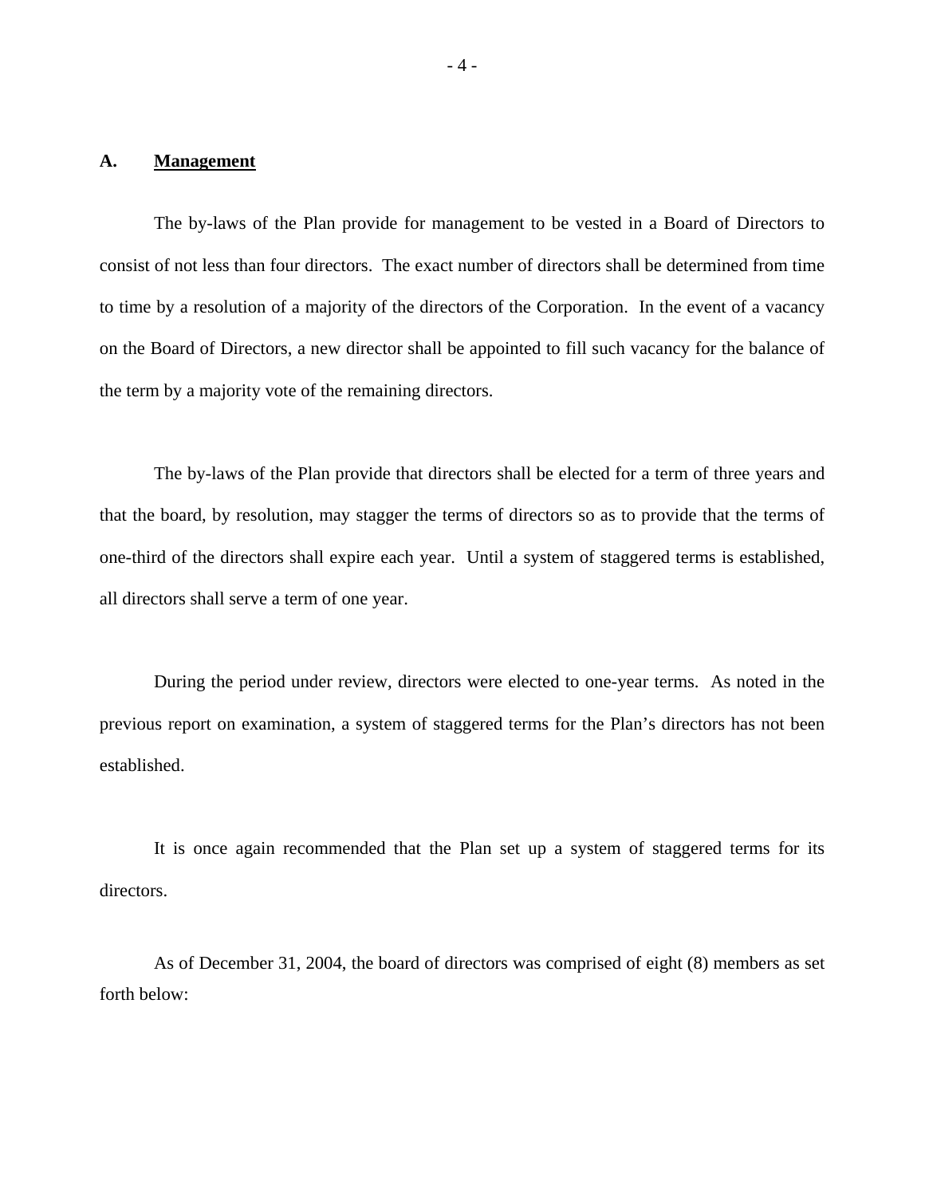## A. Management

The by-laws of the Plan provide for management to be vested in a Board of Directors to consist of not less than four directors. The exact number of directors shall be determined from time to time by a resolution of a majority of the directors of the Corporation. In the event of a vacancy on the Board of Directors, a new director shall be appointed to fill such vacancy for the balance of the term by a majority vote of the remaining directors.

The by-laws of the Plan provide that directors shall be elected for a term of three years and that the board, by resolution, may stagger the terms of directors so as to provide that the terms of one-third of the directors shall expire each year. Until a system of staggered terms is established, all directors shall serve a term of one year.

During the period under review, directors were elected to one-year terms. As noted in the previous report on examination, a system of staggered terms for the Plan's directors has not been established.

It is once again recommended that the Plan set up a system of staggered terms for its directors.

As of December 31, 2004, the board of directors was comprised of eight (8) members as set forth below: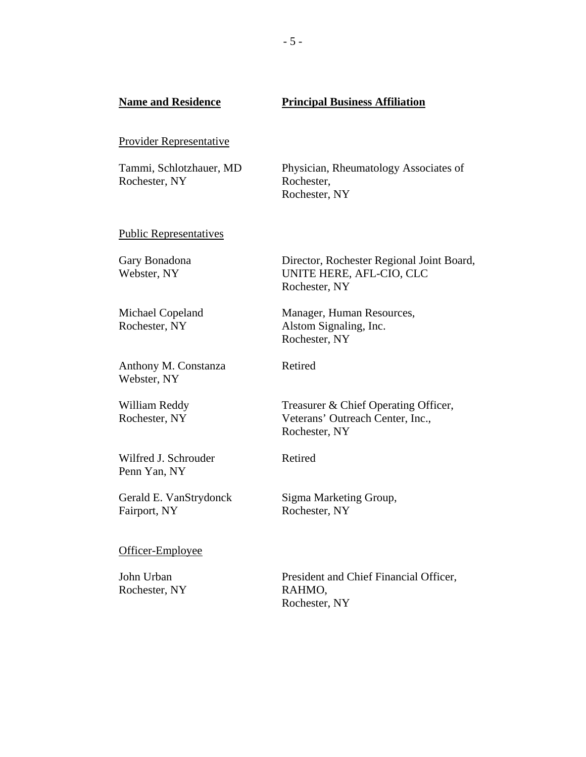| **Name and Residence** | **Principal Business Affiliation** |
|---|---|
| Provider Representative | |
| Tammi, Schlotzhauer, MD<br>Rochester, NY | Physician, Rheumatology Associates of Rochester,<br>Rochester, NY |
| Public Representatives | |
| Gary Bonadona<br>Webster, NY | Director, Rochester Regional Joint Board, UNITE HERE, AFL-CIO, CLC<br>Rochester, NY |
| Michael Copeland<br>Rochester, NY | Manager, Human Resources,<br>Alstom Signaling, Inc.<br>Rochester, NY |
| Anthony M. Constanza<br>Webster, NY | Retired |
| William Reddy<br>Rochester, NY | Treasurer & Chief Operating Officer,<br>Veterans' Outreach Center, Inc.,<br>Rochester, NY |
| Wilfred J. Schrouder<br>Penn Yan, NY | Retired |
| Gerald E. VanStrydonck<br>Fairport, NY | Sigma Marketing Group,<br>Rochester, NY |
| Officer-Employee | |
| John Urban<br>Rochester, NY | President and Chief Financial Officer,<br>RAHMO,<br>Rochester, NY |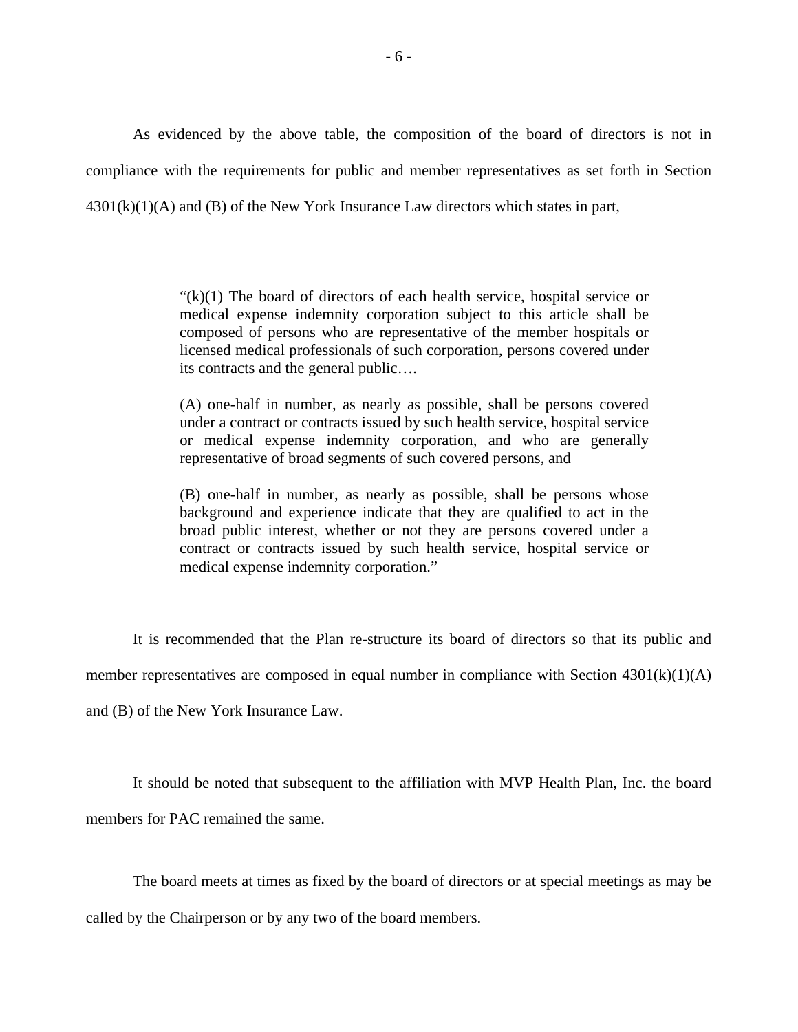As evidenced by the above table, the composition of the board of directors is not in compliance with the requirements for public and member representatives as set forth in Section 4301(k)(1)(A) and (B) of the New York Insurance Law directors which states in part,

> "(k)(1) The board of directors of each health service, hospital service or medical expense indemnity corporation subject to this article shall be composed of persons who are representative of the member hospitals or licensed medical professionals of such corporation, persons covered under its contracts and the general public….
>
> (A) one-half in number, as nearly as possible, shall be persons covered under a contract or contracts issued by such health service, hospital service or medical expense indemnity corporation, and who are generally representative of broad segments of such covered persons, and
>
> (B) one-half in number, as nearly as possible, shall be persons whose background and experience indicate that they are qualified to act in the broad public interest, whether or not they are persons covered under a contract or contracts issued by such health service, hospital service or medical expense indemnity corporation."

It is recommended that the Plan re-structure its board of directors so that its public and member representatives are composed in equal number in compliance with Section 4301(k)(1)(A) and (B) of the New York Insurance Law.

It should be noted that subsequent to the affiliation with MVP Health Plan, Inc. the board members for PAC remained the same.

The board meets at times as fixed by the board of directors or at special meetings as may be called by the Chairperson or by any two of the board members.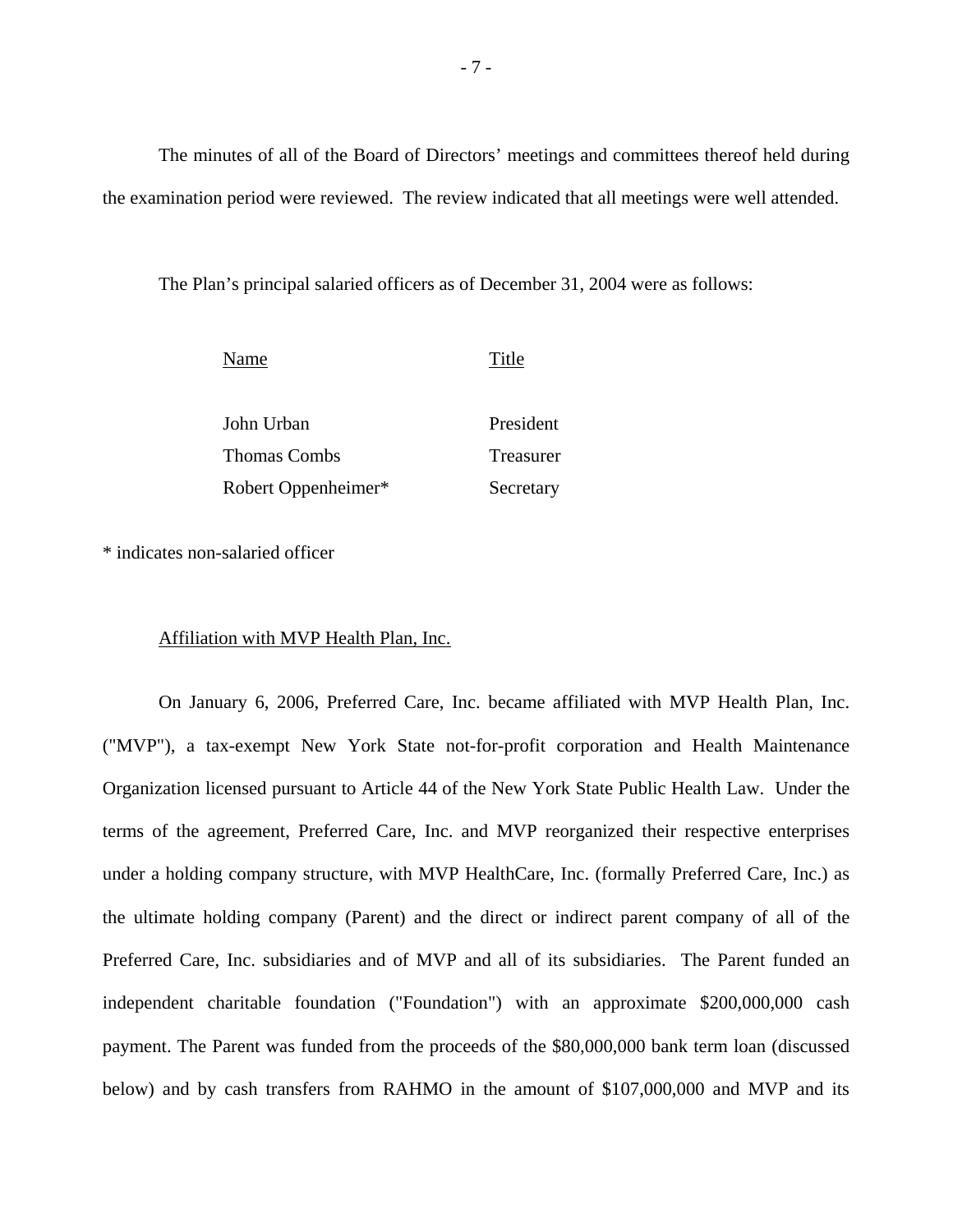The minutes of all of the Board of Directors' meetings and committees thereof held during the examination period were reviewed. The review indicated that all meetings were well attended.

The Plan's principal salaried officers as of December 31, 2004 were as follows:

| Name | Title |
|---|---|
| John Urban | President |
| Thomas Combs | Treasurer |
| Robert Oppenheimer* | Secretary |

* indicates non-salaried officer

Affiliation with MVP Health Plan, Inc.

On January 6, 2006, Preferred Care, Inc. became affiliated with MVP Health Plan, Inc. ("MVP"), a tax-exempt New York State not-for-profit corporation and Health Maintenance Organization licensed pursuant to Article 44 of the New York State Public Health Law. Under the terms of the agreement, Preferred Care, Inc. and MVP reorganized their respective enterprises under a holding company structure, with MVP HealthCare, Inc. (formally Preferred Care, Inc.) as the ultimate holding company (Parent) and the direct or indirect parent company of all of the Preferred Care, Inc. subsidiaries and of MVP and all of its subsidiaries. The Parent funded an independent charitable foundation ("Foundation") with an approximate $200,000,000 cash payment. The Parent was funded from the proceeds of the $80,000,000 bank term loan (discussed below) and by cash transfers from RAHMO in the amount of $107,000,000 and MVP and its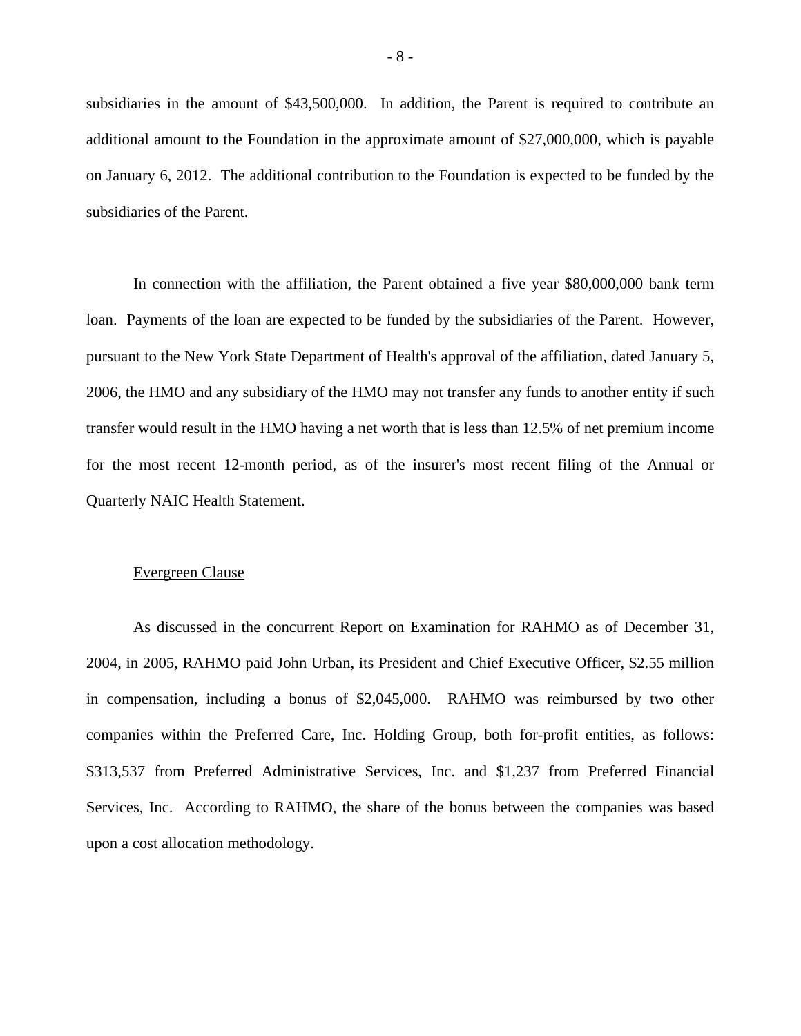subsidiaries in the amount of $43,500,000. In addition, the Parent is required to contribute an additional amount to the Foundation in the approximate amount of $27,000,000, which is payable on January 6, 2012. The additional contribution to the Foundation is expected to be funded by the subsidiaries of the Parent.

In connection with the affiliation, the Parent obtained a five year $80,000,000 bank term loan. Payments of the loan are expected to be funded by the subsidiaries of the Parent. However, pursuant to the New York State Department of Health's approval of the affiliation, dated January 5, 2006, the HMO and any subsidiary of the HMO may not transfer any funds to another entity if such transfer would result in the HMO having a net worth that is less than 12.5% of net premium income for the most recent 12-month period, as of the insurer's most recent filing of the Annual or Quarterly NAIC Health Statement.

Evergreen Clause

As discussed in the concurrent Report on Examination for RAHMO as of December 31, 2004, in 2005, RAHMO paid John Urban, its President and Chief Executive Officer, $2.55 million in compensation, including a bonus of $2,045,000. RAHMO was reimbursed by two other companies within the Preferred Care, Inc. Holding Group, both for-profit entities, as follows: $313,537 from Preferred Administrative Services, Inc. and $1,237 from Preferred Financial Services, Inc. According to RAHMO, the share of the bonus between the companies was based upon a cost allocation methodology.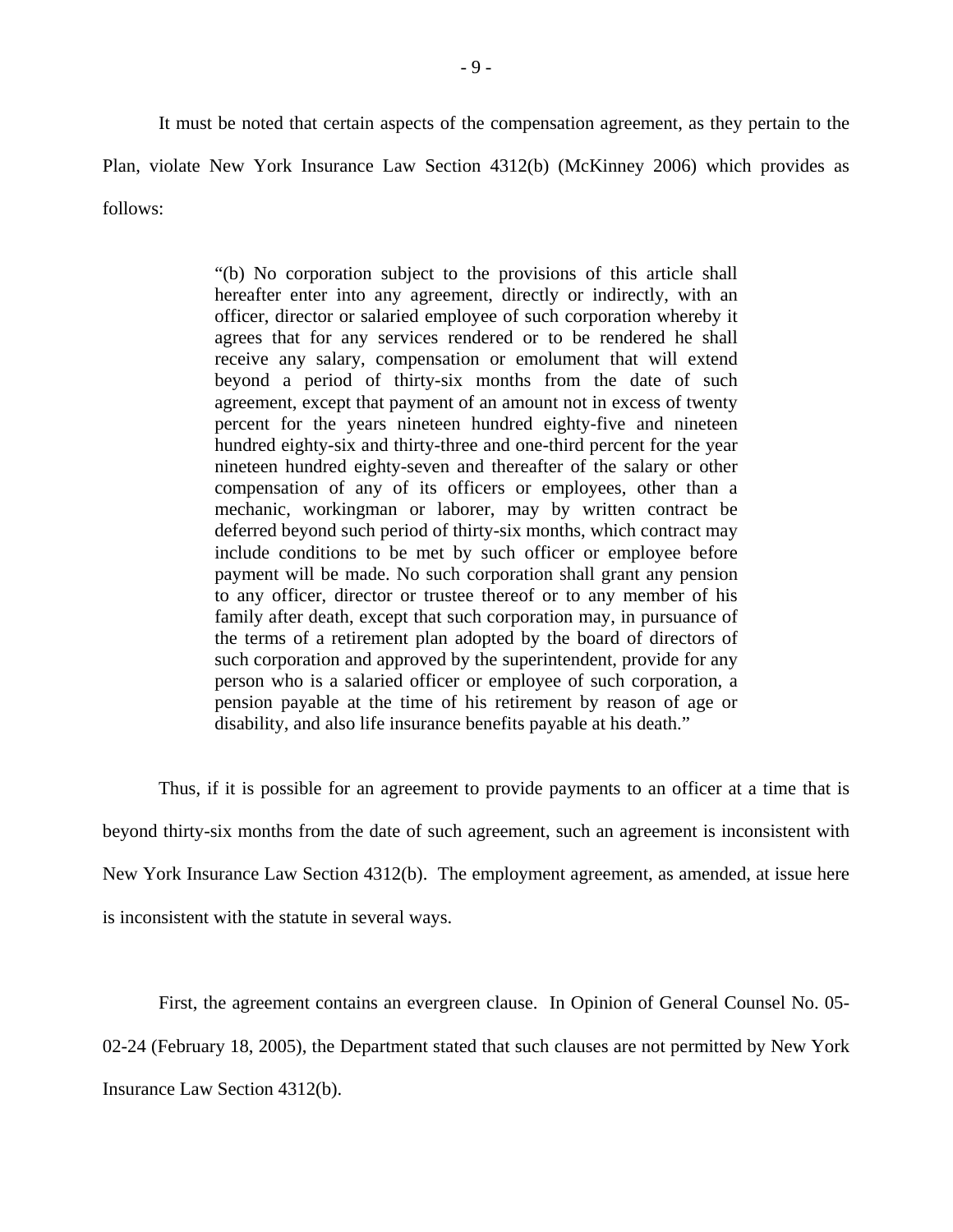It must be noted that certain aspects of the compensation agreement, as they pertain to the Plan, violate New York Insurance Law Section 4312(b) (McKinney 2006) which provides as follows:

> "(b) No corporation subject to the provisions of this article shall hereafter enter into any agreement, directly or indirectly, with an officer, director or salaried employee of such corporation whereby it agrees that for any services rendered or to be rendered he shall receive any salary, compensation or emolument that will extend beyond a period of thirty-six months from the date of such agreement, except that payment of an amount not in excess of twenty percent for the years nineteen hundred eighty-five and nineteen hundred eighty-six and thirty-three and one-third percent for the year nineteen hundred eighty-seven and thereafter of the salary or other compensation of any of its officers or employees, other than a mechanic, workingman or laborer, may by written contract be deferred beyond such period of thirty-six months, which contract may include conditions to be met by such officer or employee before payment will be made. No such corporation shall grant any pension to any officer, director or trustee thereof or to any member of his family after death, except that such corporation may, in pursuance of the terms of a retirement plan adopted by the board of directors of such corporation and approved by the superintendent, provide for any person who is a salaried officer or employee of such corporation, a pension payable at the time of his retirement by reason of age or disability, and also life insurance benefits payable at his death."

Thus, if it is possible for an agreement to provide payments to an officer at a time that is beyond thirty-six months from the date of such agreement, such an agreement is inconsistent with New York Insurance Law Section 4312(b). The employment agreement, as amended, at issue here is inconsistent with the statute in several ways.

First, the agreement contains an evergreen clause. In Opinion of General Counsel No. 05-02-24 (February 18, 2005), the Department stated that such clauses are not permitted by New York Insurance Law Section 4312(b).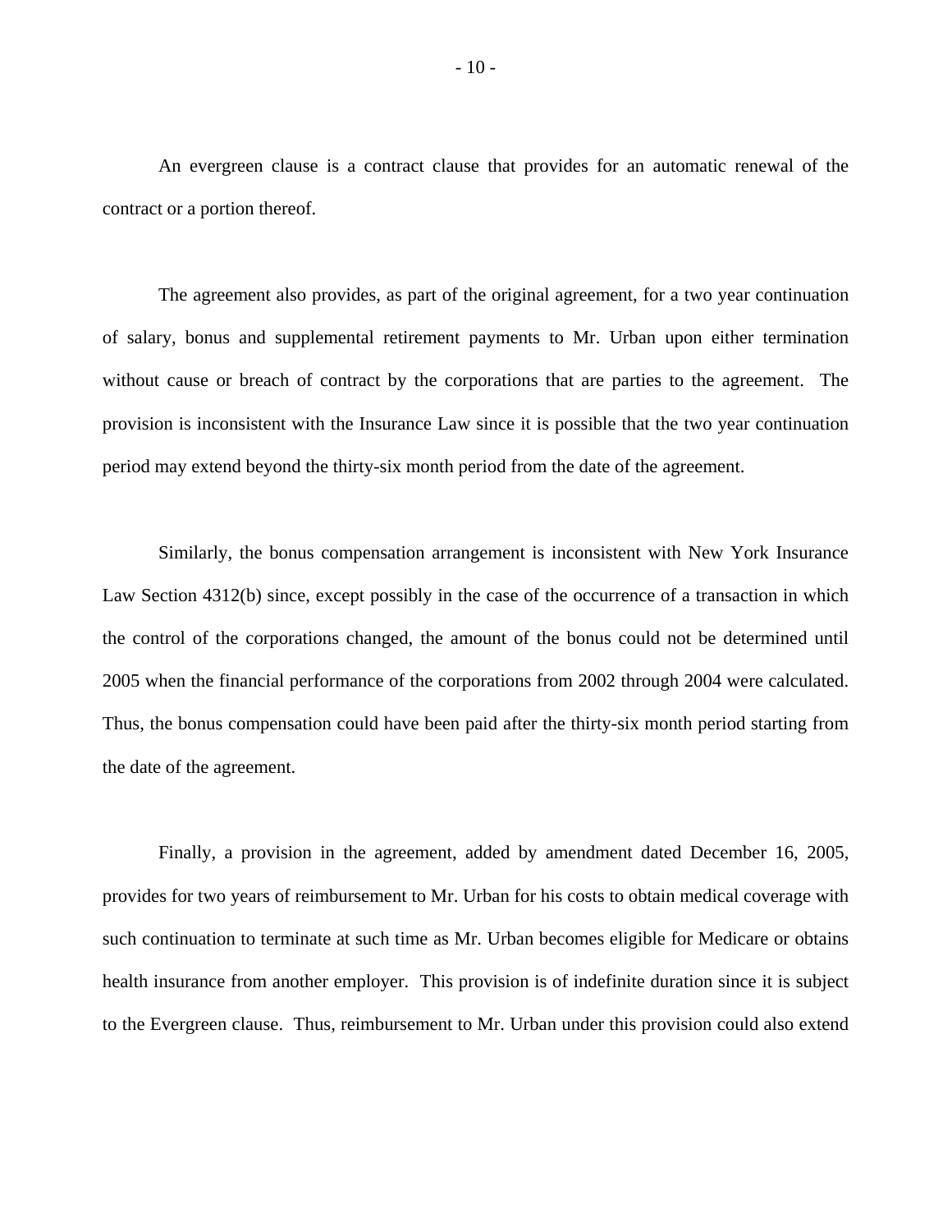An evergreen clause is a contract clause that provides for an automatic renewal of the contract or a portion thereof.

The agreement also provides, as part of the original agreement, for a two year continuation of salary, bonus and supplemental retirement payments to Mr. Urban upon either termination without cause or breach of contract by the corporations that are parties to the agreement. The provision is inconsistent with the Insurance Law since it is possible that the two year continuation period may extend beyond the thirty-six month period from the date of the agreement.

Similarly, the bonus compensation arrangement is inconsistent with New York Insurance Law Section 4312(b) since, except possibly in the case of the occurrence of a transaction in which the control of the corporations changed, the amount of the bonus could not be determined until 2005 when the financial performance of the corporations from 2002 through 2004 were calculated. Thus, the bonus compensation could have been paid after the thirty-six month period starting from the date of the agreement.

Finally, a provision in the agreement, added by amendment dated December 16, 2005, provides for two years of reimbursement to Mr. Urban for his costs to obtain medical coverage with such continuation to terminate at such time as Mr. Urban becomes eligible for Medicare or obtains health insurance from another employer. This provision is of indefinite duration since it is subject to the Evergreen clause. Thus, reimbursement to Mr. Urban under this provision could also extend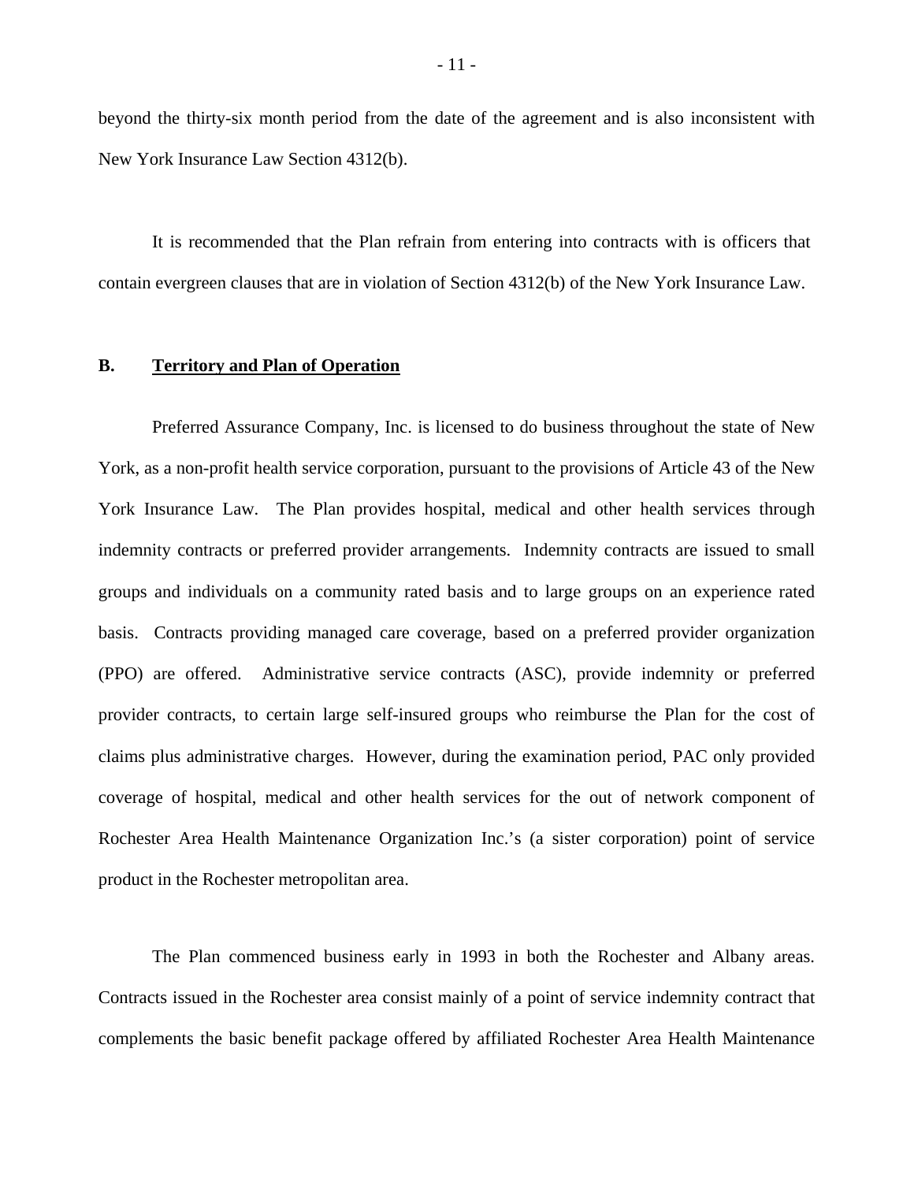beyond the thirty-six month period from the date of the agreement and is also inconsistent with New York Insurance Law Section 4312(b).

It is recommended that the Plan refrain from entering into contracts with is officers that contain evergreen clauses that are in violation of Section 4312(b) of the New York Insurance Law.

## B. Territory and Plan of Operation

Preferred Assurance Company, Inc. is licensed to do business throughout the state of New York, as a non-profit health service corporation, pursuant to the provisions of Article 43 of the New York Insurance Law. The Plan provides hospital, medical and other health services through indemnity contracts or preferred provider arrangements. Indemnity contracts are issued to small groups and individuals on a community rated basis and to large groups on an experience rated basis. Contracts providing managed care coverage, based on a preferred provider organization (PPO) are offered. Administrative service contracts (ASC), provide indemnity or preferred provider contracts, to certain large self-insured groups who reimburse the Plan for the cost of claims plus administrative charges. However, during the examination period, PAC only provided coverage of hospital, medical and other health services for the out of network component of Rochester Area Health Maintenance Organization Inc.'s (a sister corporation) point of service product in the Rochester metropolitan area.

The Plan commenced business early in 1993 in both the Rochester and Albany areas. Contracts issued in the Rochester area consist mainly of a point of service indemnity contract that complements the basic benefit package offered by affiliated Rochester Area Health Maintenance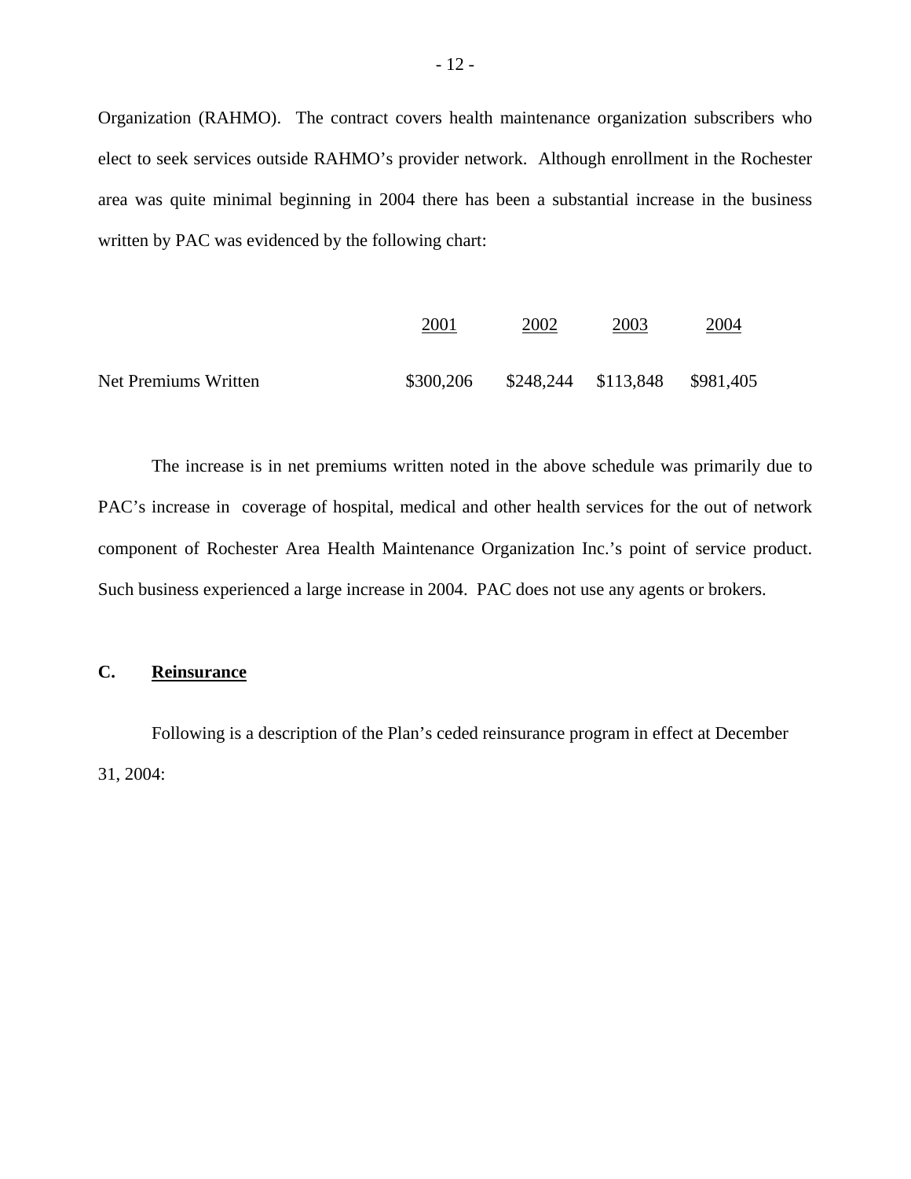Organization (RAHMO). The contract covers health maintenance organization subscribers who elect to seek services outside RAHMO's provider network. Although enrollment in the Rochester area was quite minimal beginning in 2004 there has been a substantial increase in the business written by PAC was evidenced by the following chart:

| | 2001 | 2002 | 2003 | 2004 |
|---|---|---|---|---|
| Net Premiums Written | $300,206 | $248,244 | $113,848 | $981,405 |

The increase is in net premiums written noted in the above schedule was primarily due to PAC's increase in coverage of hospital, medical and other health services for the out of network component of Rochester Area Health Maintenance Organization Inc.'s point of service product. Such business experienced a large increase in 2004. PAC does not use any agents or brokers.

## C. Reinsurance

Following is a description of the Plan's ceded reinsurance program in effect at December 31, 2004: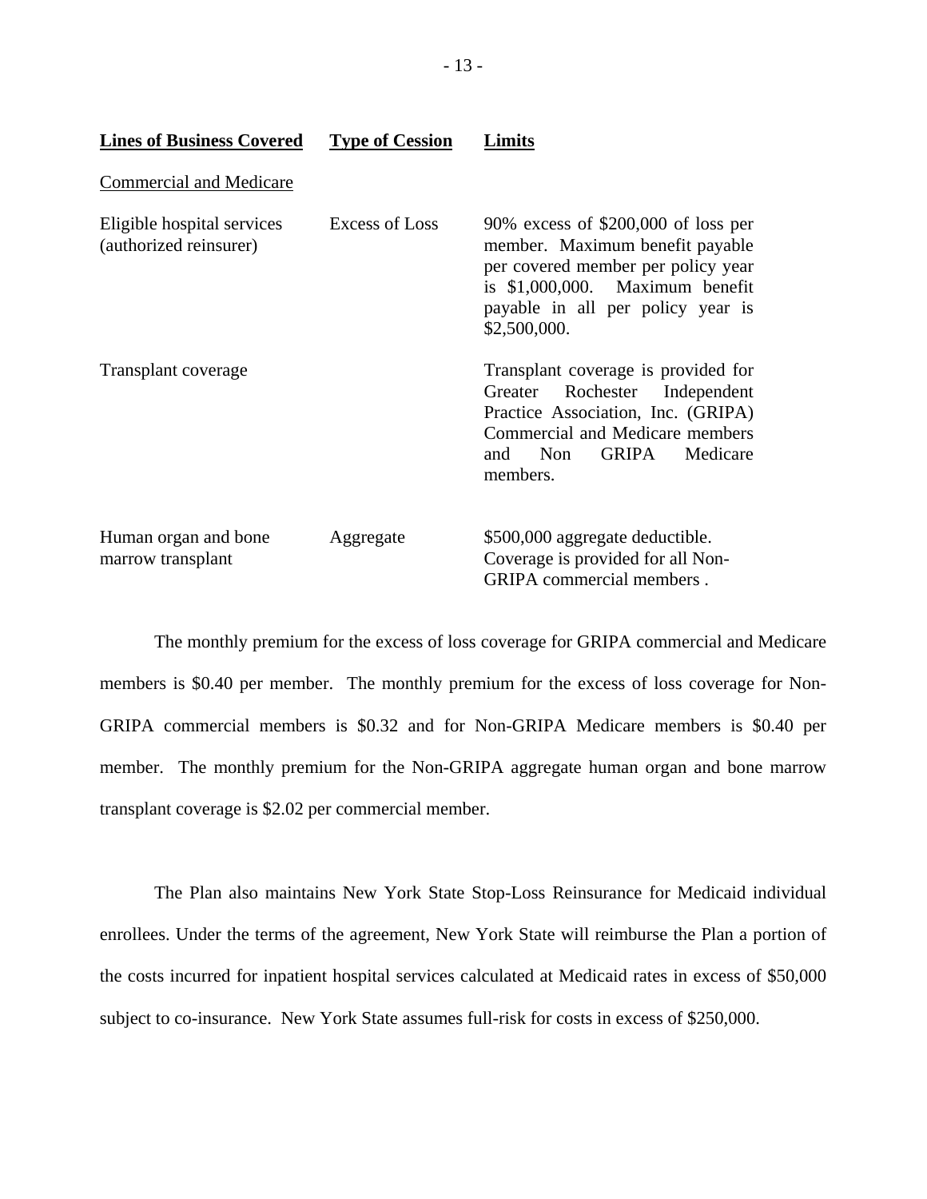| **Lines of Business Covered** | **Type of Cession** | **Limits** |
|---|---|---|
| Commercial and Medicare | | |
| Eligible hospital services (authorized reinsurer) | Excess of Loss | 90% excess of $200,000 of loss per member. Maximum benefit payable per covered member per policy year is $1,000,000. Maximum benefit payable in all per policy year is $2,500,000. |
| Transplant coverage | | Transplant coverage is provided for Greater Rochester Independent Practice Association, Inc. (GRIPA) Commercial and Medicare members and Non GRIPA Medicare members. |
| Human organ and bone marrow transplant | Aggregate | $500,000 aggregate deductible. Coverage is provided for all Non-GRIPA commercial members . |

The monthly premium for the excess of loss coverage for GRIPA commercial and Medicare members is $0.40 per member. The monthly premium for the excess of loss coverage for Non-GRIPA commercial members is $0.32 and for Non-GRIPA Medicare members is $0.40 per member. The monthly premium for the Non-GRIPA aggregate human organ and bone marrow transplant coverage is $2.02 per commercial member.

The Plan also maintains New York State Stop-Loss Reinsurance for Medicaid individual enrollees. Under the terms of the agreement, New York State will reimburse the Plan a portion of the costs incurred for inpatient hospital services calculated at Medicaid rates in excess of $50,000 subject to co-insurance. New York State assumes full-risk for costs in excess of $250,000.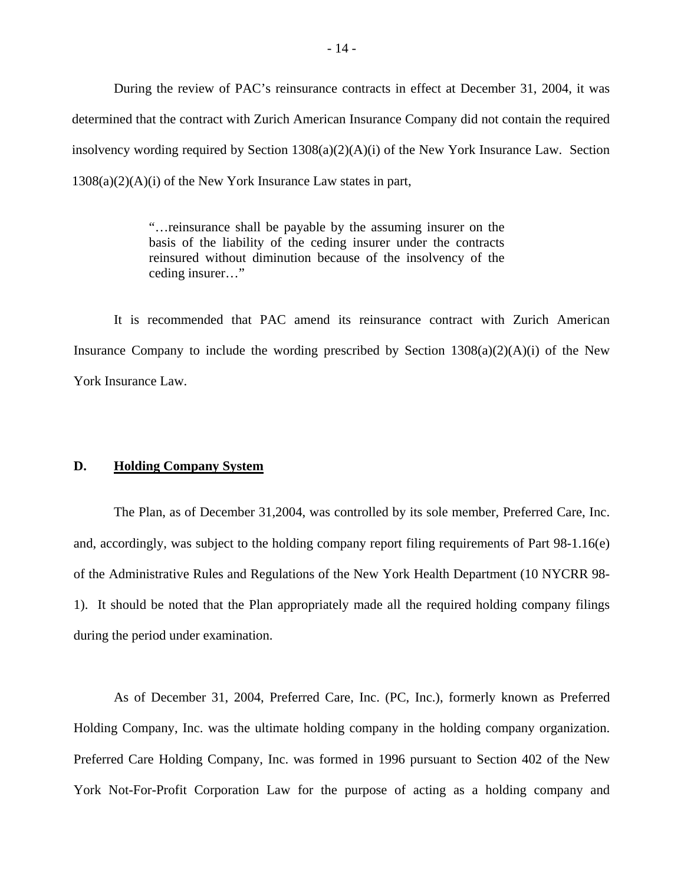During the review of PAC's reinsurance contracts in effect at December 31, 2004, it was determined that the contract with Zurich American Insurance Company did not contain the required insolvency wording required by Section 1308(a)(2)(A)(i) of the New York Insurance Law. Section 1308(a)(2)(A)(i) of the New York Insurance Law states in part,

> "…reinsurance shall be payable by the assuming insurer on the basis of the liability of the ceding insurer under the contracts reinsured without diminution because of the insolvency of the ceding insurer…"

It is recommended that PAC amend its reinsurance contract with Zurich American Insurance Company to include the wording prescribed by Section 1308(a)(2)(A)(i) of the New York Insurance Law.

## D. Holding Company System

The Plan, as of December 31,2004, was controlled by its sole member, Preferred Care, Inc. and, accordingly, was subject to the holding company report filing requirements of Part 98-1.16(e) of the Administrative Rules and Regulations of the New York Health Department (10 NYCRR 98-1). It should be noted that the Plan appropriately made all the required holding company filings during the period under examination.

As of December 31, 2004, Preferred Care, Inc. (PC, Inc.), formerly known as Preferred Holding Company, Inc. was the ultimate holding company in the holding company organization. Preferred Care Holding Company, Inc. was formed in 1996 pursuant to Section 402 of the New York Not-For-Profit Corporation Law for the purpose of acting as a holding company and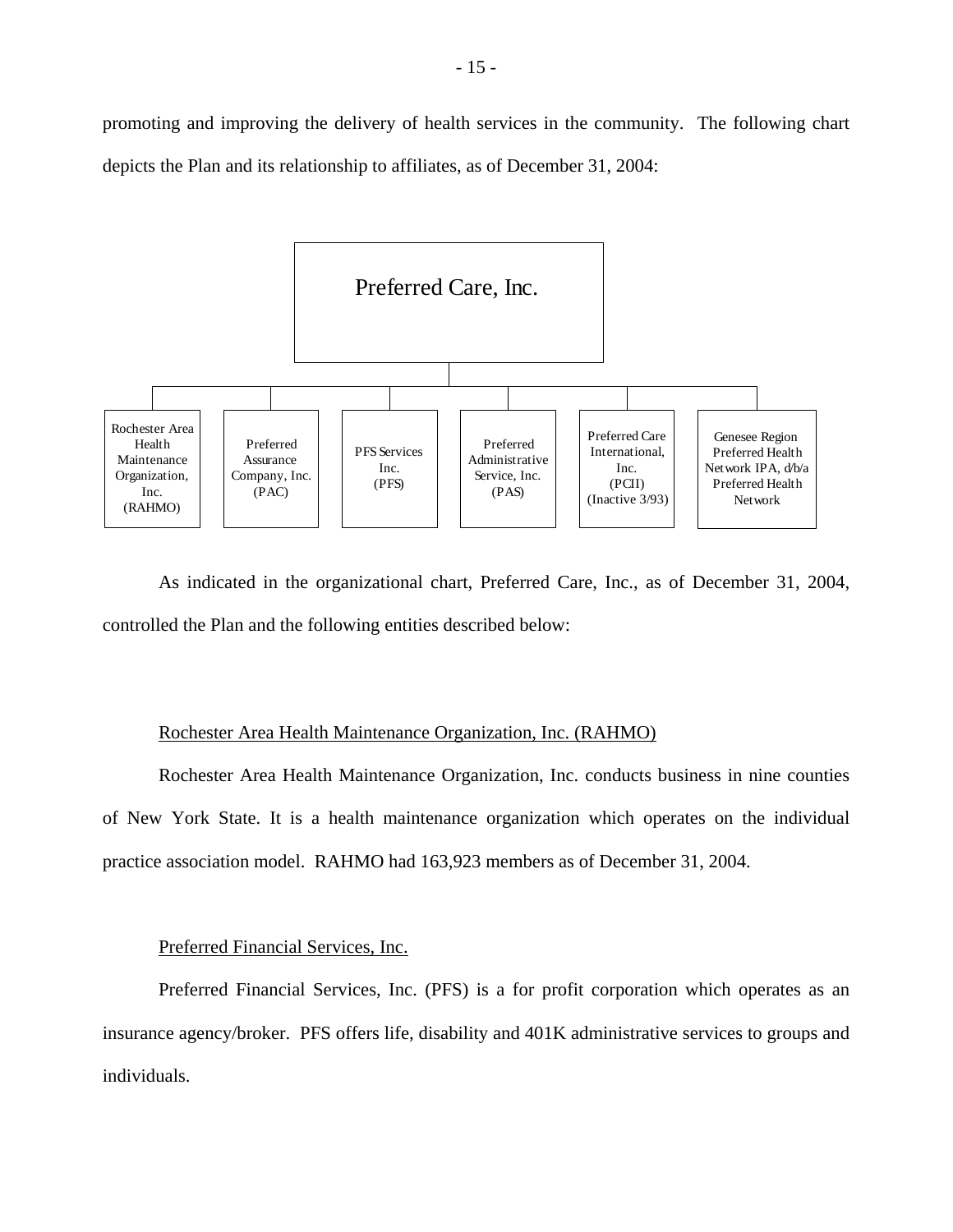promoting and improving the delivery of health services in the community. The following chart depicts the Plan and its relationship to affiliates, as of December 31, 2004:

Preferred Care, Inc.

- Rochester Area Health Maintenance Organization, Inc. (RAHMO)
- Preferred Assurance Company, Inc. (PAC)
- PFS Services Inc. (PFS)
- Preferred Administrative Service, Inc. (PAS)
- Preferred Care International, Inc. (PCII) (Inactive 3/93)
- Genesee Region Preferred Health Network IPA, d/b/a Preferred Health Network

As indicated in the organizational chart, Preferred Care, Inc., as of December 31, 2004, controlled the Plan and the following entities described below:

Rochester Area Health Maintenance Organization, Inc. (RAHMO)

Rochester Area Health Maintenance Organization, Inc. conducts business in nine counties of New York State. It is a health maintenance organization which operates on the individual practice association model. RAHMO had 163,923 members as of December 31, 2004.

Preferred Financial Services, Inc.

Preferred Financial Services, Inc. (PFS) is a for profit corporation which operates as an insurance agency/broker. PFS offers life, disability and 401K administrative services to groups and individuals.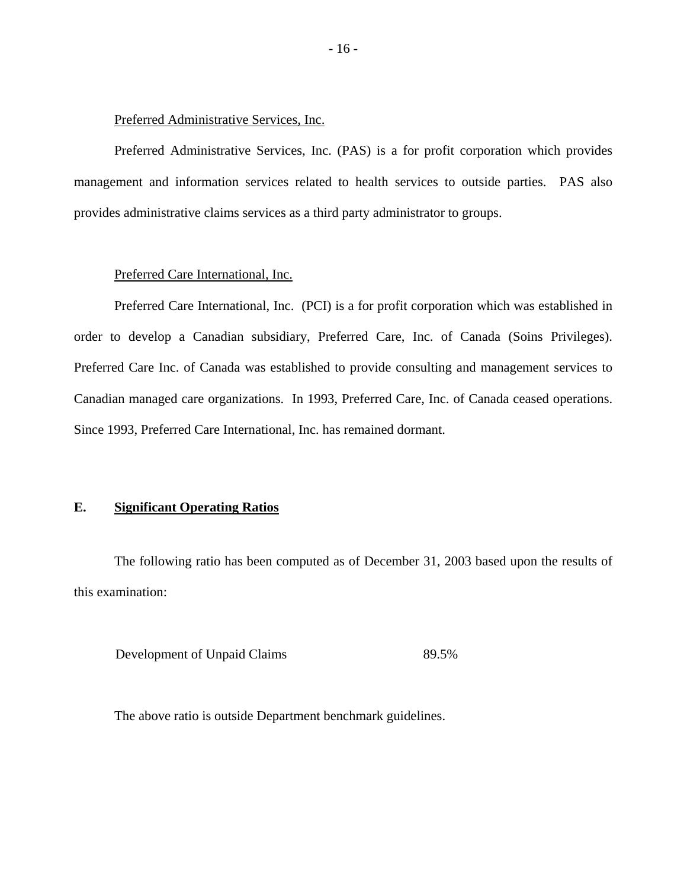Preferred Administrative Services, Inc.

Preferred Administrative Services, Inc. (PAS) is a for profit corporation which provides management and information services related to health services to outside parties. PAS also provides administrative claims services as a third party administrator to groups.

Preferred Care International, Inc.

Preferred Care International, Inc. (PCI) is a for profit corporation which was established in order to develop a Canadian subsidiary, Preferred Care, Inc. of Canada (Soins Privileges). Preferred Care Inc. of Canada was established to provide consulting and management services to Canadian managed care organizations. In 1993, Preferred Care, Inc. of Canada ceased operations. Since 1993, Preferred Care International, Inc. has remained dormant.

## E. Significant Operating Ratios

The following ratio has been computed as of December 31, 2003 based upon the results of this examination:

| | |
|---|---|
| Development of Unpaid Claims | 89.5% |

The above ratio is outside Department benchmark guidelines.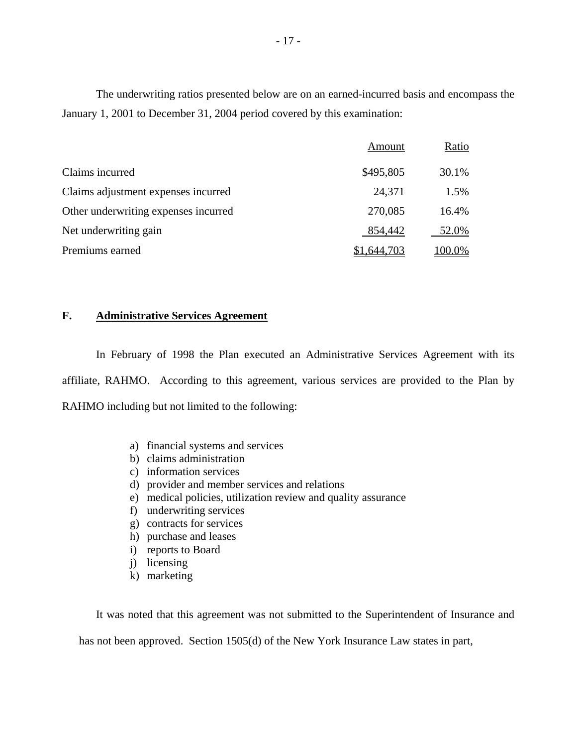The underwriting ratios presented below are on an earned-incurred basis and encompass the January 1, 2001 to December 31, 2004 period covered by this examination:

| | Amount | Ratio |
|---|---|---|
| Claims incurred | $495,805 | 30.1% |
| Claims adjustment expenses incurred | 24,371 | 1.5% |
| Other underwriting expenses incurred | 270,085 | 16.4% |
| Net underwriting gain | 854,442 | 52.0% |
| Premiums earned | $1,644,703 | 100.0% |

## F. Administrative Services Agreement

In February of 1998 the Plan executed an Administrative Services Agreement with its affiliate, RAHMO. According to this agreement, various services are provided to the Plan by RAHMO including but not limited to the following:

a) financial systems and services
b) claims administration
c) information services
d) provider and member services and relations
e) medical policies, utilization review and quality assurance
f) underwriting services
g) contracts for services
h) purchase and leases
i) reports to Board
j) licensing
k) marketing

It was noted that this agreement was not submitted to the Superintendent of Insurance and has not been approved. Section 1505(d) of the New York Insurance Law states in part,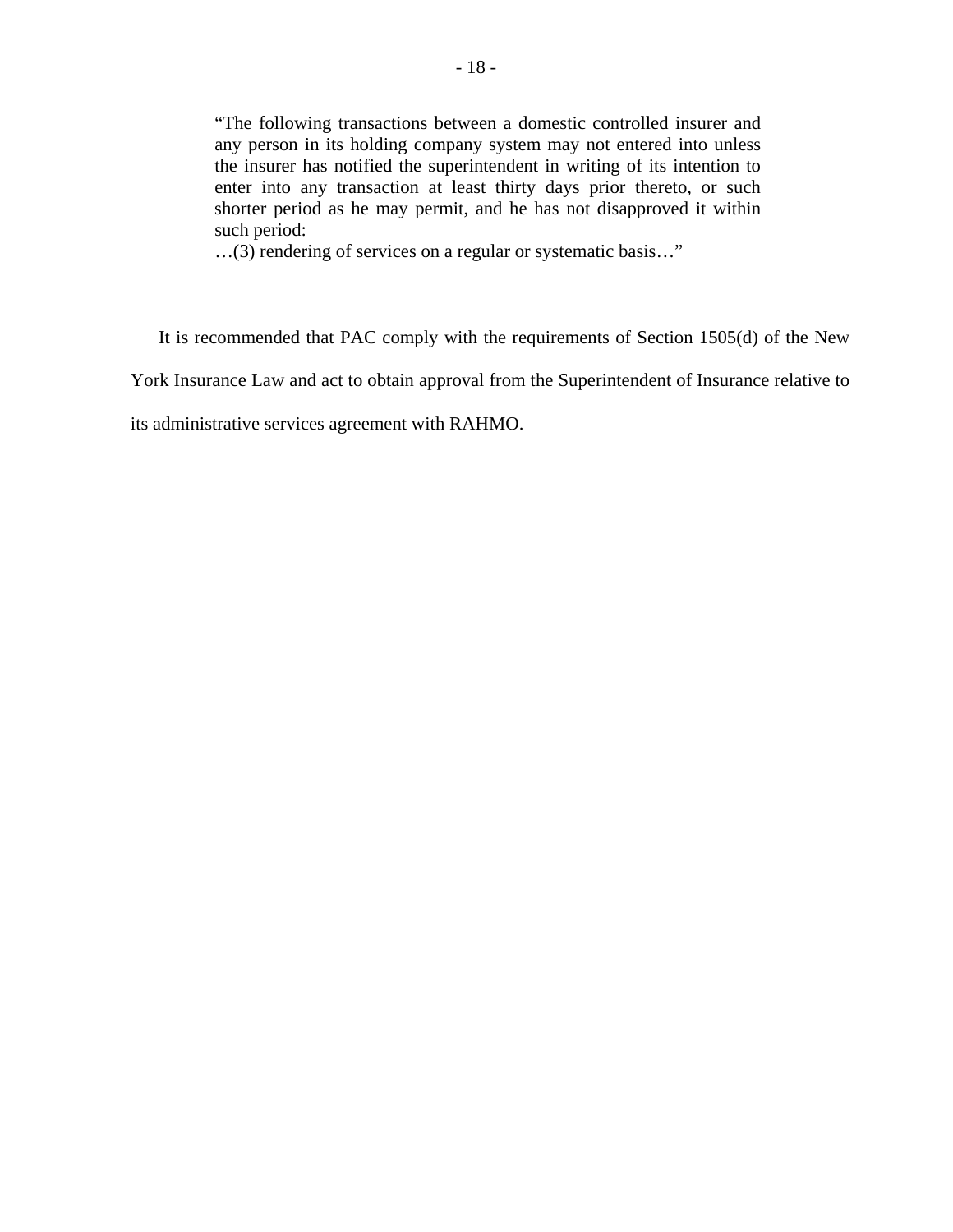> "The following transactions between a domestic controlled insurer and any person in its holding company system may not entered into unless the insurer has notified the superintendent in writing of its intention to enter into any transaction at least thirty days prior thereto, or such shorter period as he may permit, and he has not disapproved it within such period:
> …(3) rendering of services on a regular or systematic basis…"

It is recommended that PAC comply with the requirements of Section 1505(d) of the New York Insurance Law and act to obtain approval from the Superintendent of Insurance relative to its administrative services agreement with RAHMO.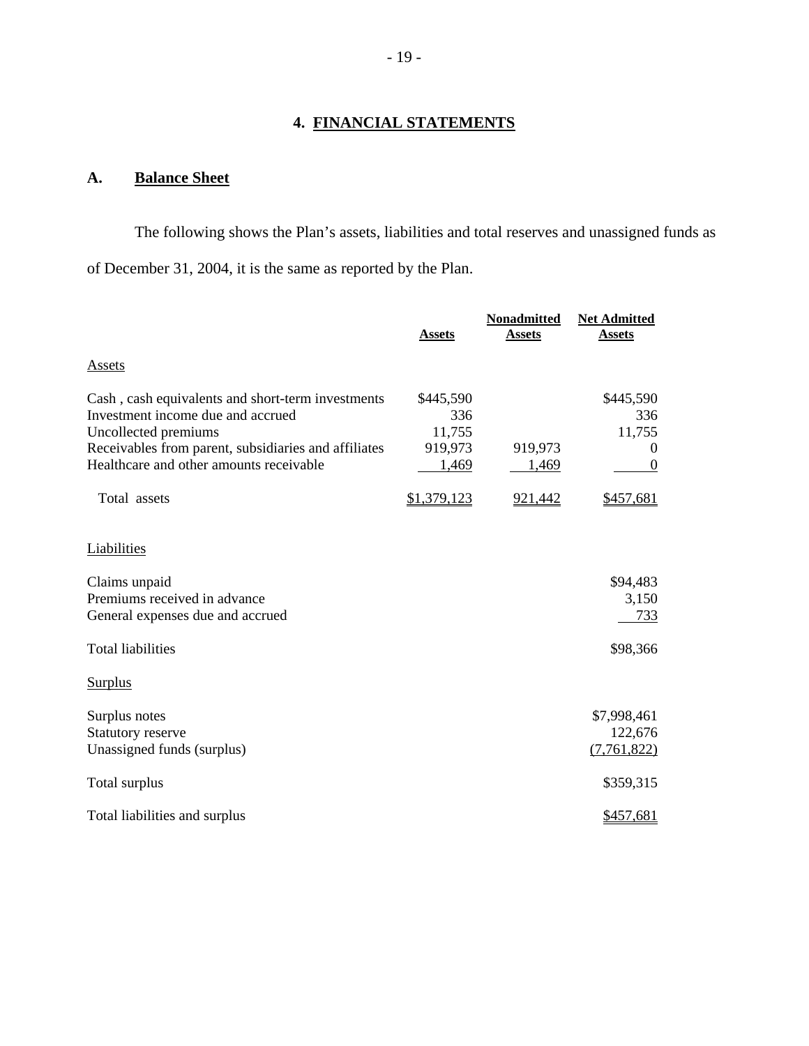# 4. FINANCIAL STATEMENTS

## A. Balance Sheet

The following shows the Plan's assets, liabilities and total reserves and unassigned funds as of December 31, 2004, it is the same as reported by the Plan.

| | Assets | Nonadmitted Assets | Net Admitted Assets |
|---|---|---|---|
| Assets | | | |
| Cash , cash equivalents and short-term investments | $445,590 | | $445,590 |
| Investment income due and accrued | 336 | | 336 |
| Uncollected premiums | 11,755 | | 11,755 |
| Receivables from parent, subsidiaries and affiliates | 919,973 | 919,973 | 0 |
| Healthcare and other amounts receivable | 1,469 | 1,469 | 0 |
| Total assets | $1,379,123 | 921,442 | $457,681 |

| | |
|---|---|
| Liabilities | |
| Claims unpaid | $94,483 |
| Premiums received in advance | 3,150 |
| General expenses due and accrued | 733 |
| Total liabilities | $98,366 |
| Surplus | |
| Surplus notes | $7,998,461 |
| Statutory reserve | 122,676 |
| Unassigned funds (surplus) | (7,761,822) |
| Total surplus | $359,315 |
| Total liabilities and surplus | $457,681 |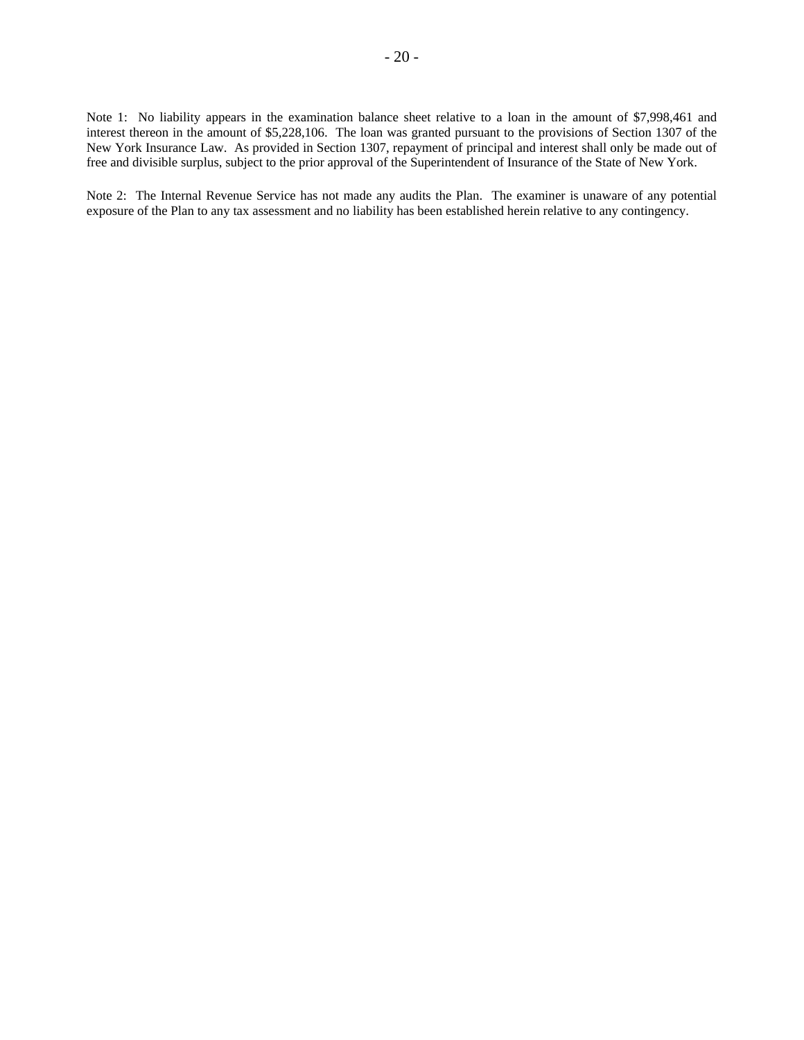Note 1: No liability appears in the examination balance sheet relative to a loan in the amount of $7,998,461 and interest thereon in the amount of $5,228,106. The loan was granted pursuant to the provisions of Section 1307 of the New York Insurance Law. As provided in Section 1307, repayment of principal and interest shall only be made out of free and divisible surplus, subject to the prior approval of the Superintendent of Insurance of the State of New York.

Note 2: The Internal Revenue Service has not made any audits the Plan. The examiner is unaware of any potential exposure of the Plan to any tax assessment and no liability has been established herein relative to any contingency.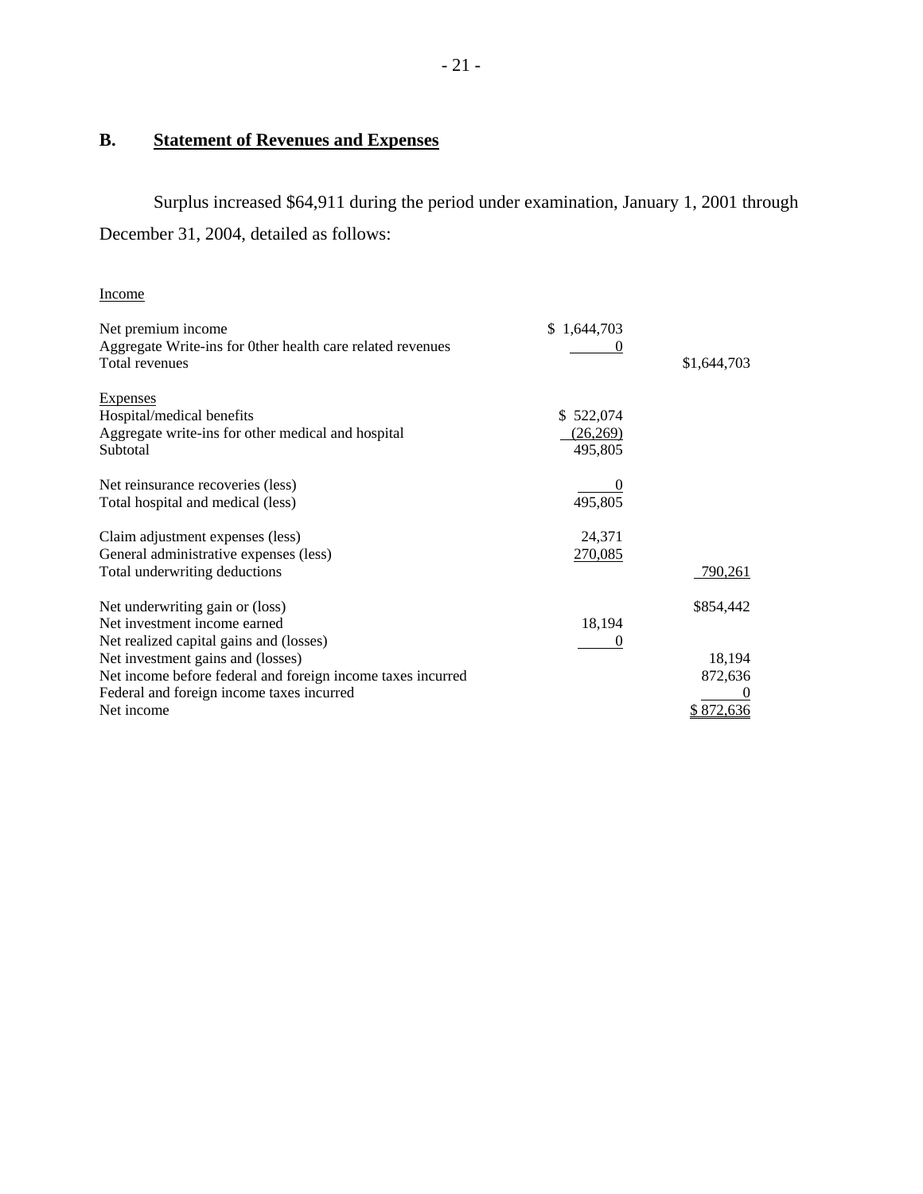## B. Statement of Revenues and Expenses

Surplus increased $64,911 during the period under examination, January 1, 2001 through December 31, 2004, detailed as follows:

| Income | | |
|---|---|---|
| Net premium income | $ 1,644,703 | |
| Aggregate Write-ins for 0ther health care related revenues | 0 | |
| Total revenues | | $1,644,703 |
| | | |
| Expenses | | |
| Hospital/medical benefits | $ 522,074 | |
| Aggregate write-ins for other medical and hospital | (26,269) | |
| Subtotal | 495,805 | |
| | | |
| Net reinsurance recoveries (less) | 0 | |
| Total hospital and medical (less) | 495,805 | |
| | | |
| Claim adjustment expenses (less) | 24,371 | |
| General administrative expenses (less) | 270,085 | |
| Total underwriting deductions | | 790,261 |
| | | |
| Net underwriting gain or (loss) | | $854,442 |
| Net investment income earned | 18,194 | |
| Net realized capital gains and (losses) | 0 | |
| Net investment gains and (losses) | | 18,194 |
| Net income before federal and foreign income taxes incurred | | 872,636 |
| Federal and foreign income taxes incurred | | 0 |
| Net income | | $ 872,636 |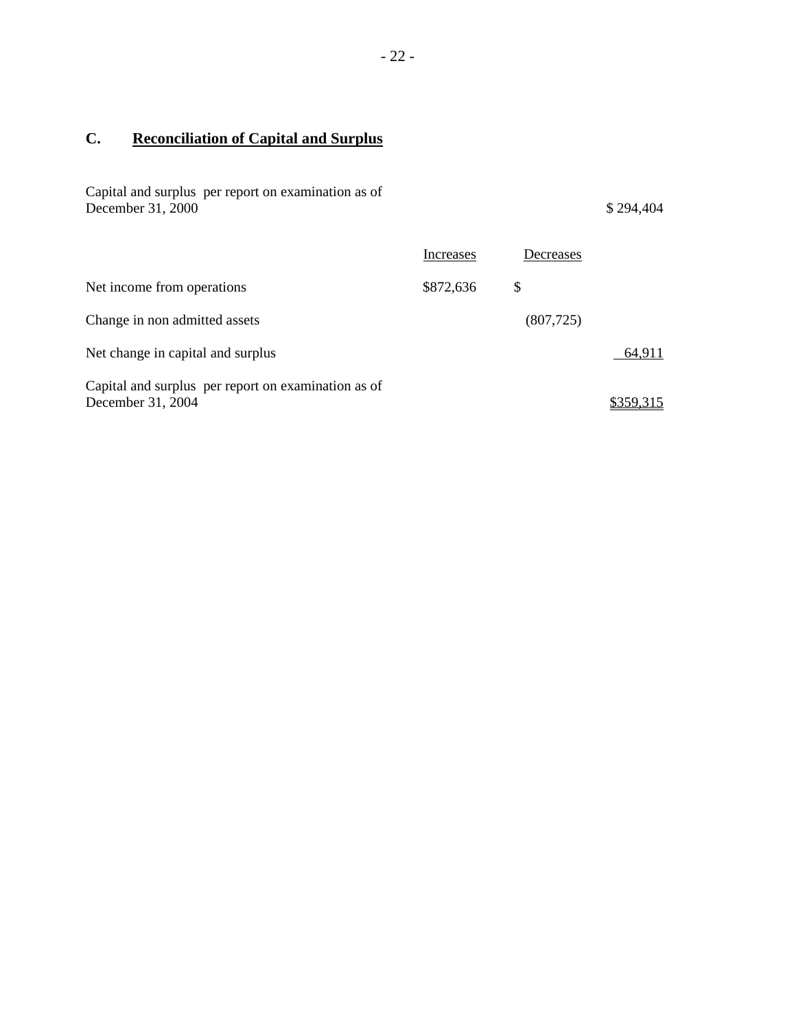## C. Reconciliation of Capital and Surplus

| | Increases | Decreases | |
|---|---|---|---|
| Capital and surplus per report on examination as of December 31, 2000 | | | $ 294,404 |
| Net income from operations | $872,636 | $ | |
| Change in non admitted assets | | (807,725) | |
| Net change in capital and surplus | | | 64,911 |
| Capital and surplus per report on examination as of December 31, 2004 | | | $359,315 |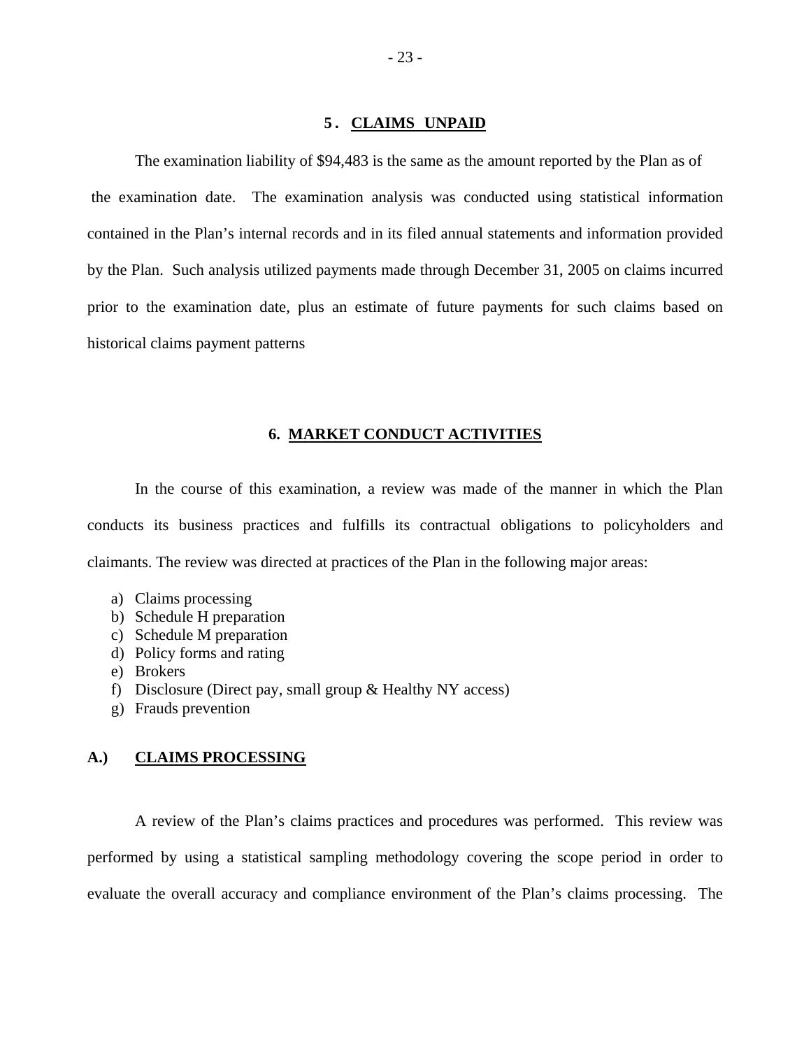## 5. CLAIMS UNPAID

The examination liability of $94,483 is the same as the amount reported by the Plan as of the examination date. The examination analysis was conducted using statistical information contained in the Plan's internal records and in its filed annual statements and information provided by the Plan. Such analysis utilized payments made through December 31, 2005 on claims incurred prior to the examination date, plus an estimate of future payments for such claims based on historical claims payment patterns

## 6. MARKET CONDUCT ACTIVITIES

In the course of this examination, a review was made of the manner in which the Plan conducts its business practices and fulfills its contractual obligations to policyholders and claimants. The review was directed at practices of the Plan in the following major areas:

a) Claims processing
b) Schedule H preparation
c) Schedule M preparation
d) Policy forms and rating
e) Brokers
f) Disclosure (Direct pay, small group & Healthy NY access)
g) Frauds prevention

### A.) CLAIMS PROCESSING

A review of the Plan's claims practices and procedures was performed. This review was performed by using a statistical sampling methodology covering the scope period in order to evaluate the overall accuracy and compliance environment of the Plan's claims processing. The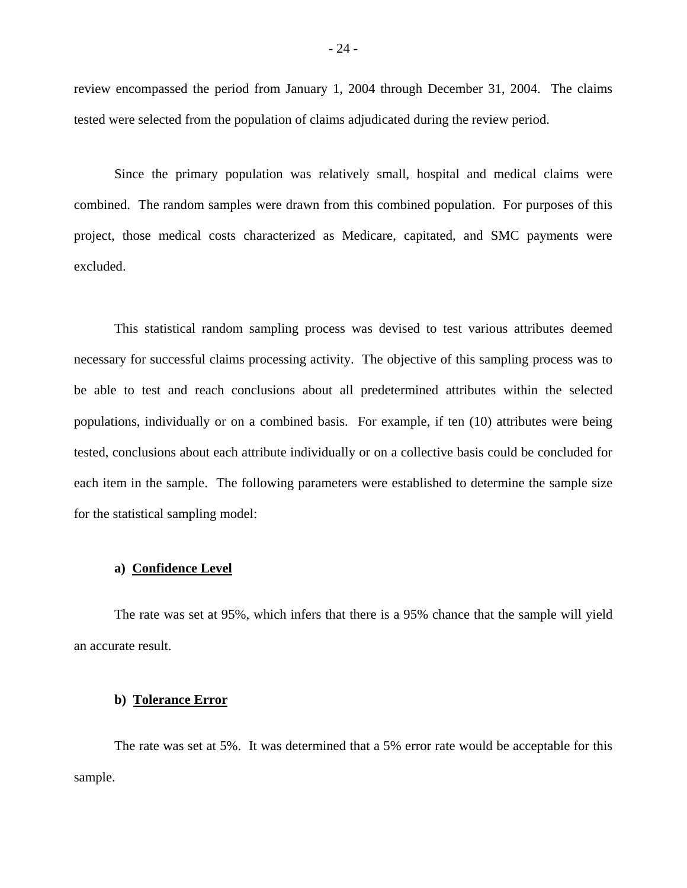review encompassed the period from January 1, 2004 through December 31, 2004. The claims tested were selected from the population of claims adjudicated during the review period.

Since the primary population was relatively small, hospital and medical claims were combined. The random samples were drawn from this combined population. For purposes of this project, those medical costs characterized as Medicare, capitated, and SMC payments were excluded.

This statistical random sampling process was devised to test various attributes deemed necessary for successful claims processing activity. The objective of this sampling process was to be able to test and reach conclusions about all predetermined attributes within the selected populations, individually or on a combined basis. For example, if ten (10) attributes were being tested, conclusions about each attribute individually or on a collective basis could be concluded for each item in the sample. The following parameters were established to determine the sample size for the statistical sampling model:

**a) <u>Confidence Level</u>**

The rate was set at 95%, which infers that there is a 95% chance that the sample will yield an accurate result.

**b) <u>Tolerance Error</u>**

The rate was set at 5%. It was determined that a 5% error rate would be acceptable for this sample.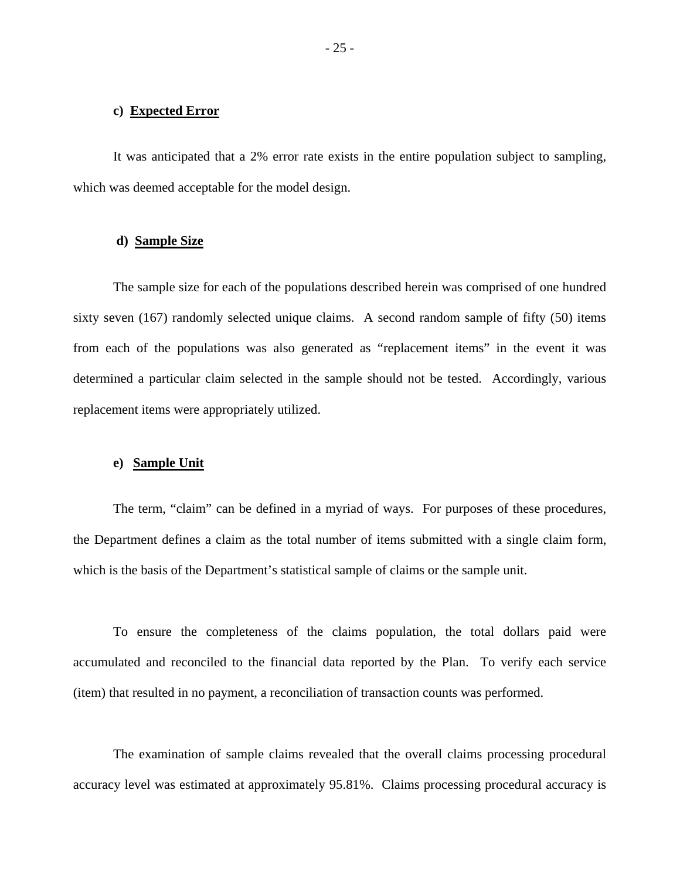**c) Expected Error**

It was anticipated that a 2% error rate exists in the entire population subject to sampling, which was deemed acceptable for the model design.

**d) Sample Size**

The sample size for each of the populations described herein was comprised of one hundred sixty seven (167) randomly selected unique claims. A second random sample of fifty (50) items from each of the populations was also generated as "replacement items" in the event it was determined a particular claim selected in the sample should not be tested. Accordingly, various replacement items were appropriately utilized.

**e) Sample Unit**

The term, "claim" can be defined in a myriad of ways. For purposes of these procedures, the Department defines a claim as the total number of items submitted with a single claim form, which is the basis of the Department's statistical sample of claims or the sample unit.

To ensure the completeness of the claims population, the total dollars paid were accumulated and reconciled to the financial data reported by the Plan. To verify each service (item) that resulted in no payment, a reconciliation of transaction counts was performed.

The examination of sample claims revealed that the overall claims processing procedural accuracy level was estimated at approximately 95.81%. Claims processing procedural accuracy is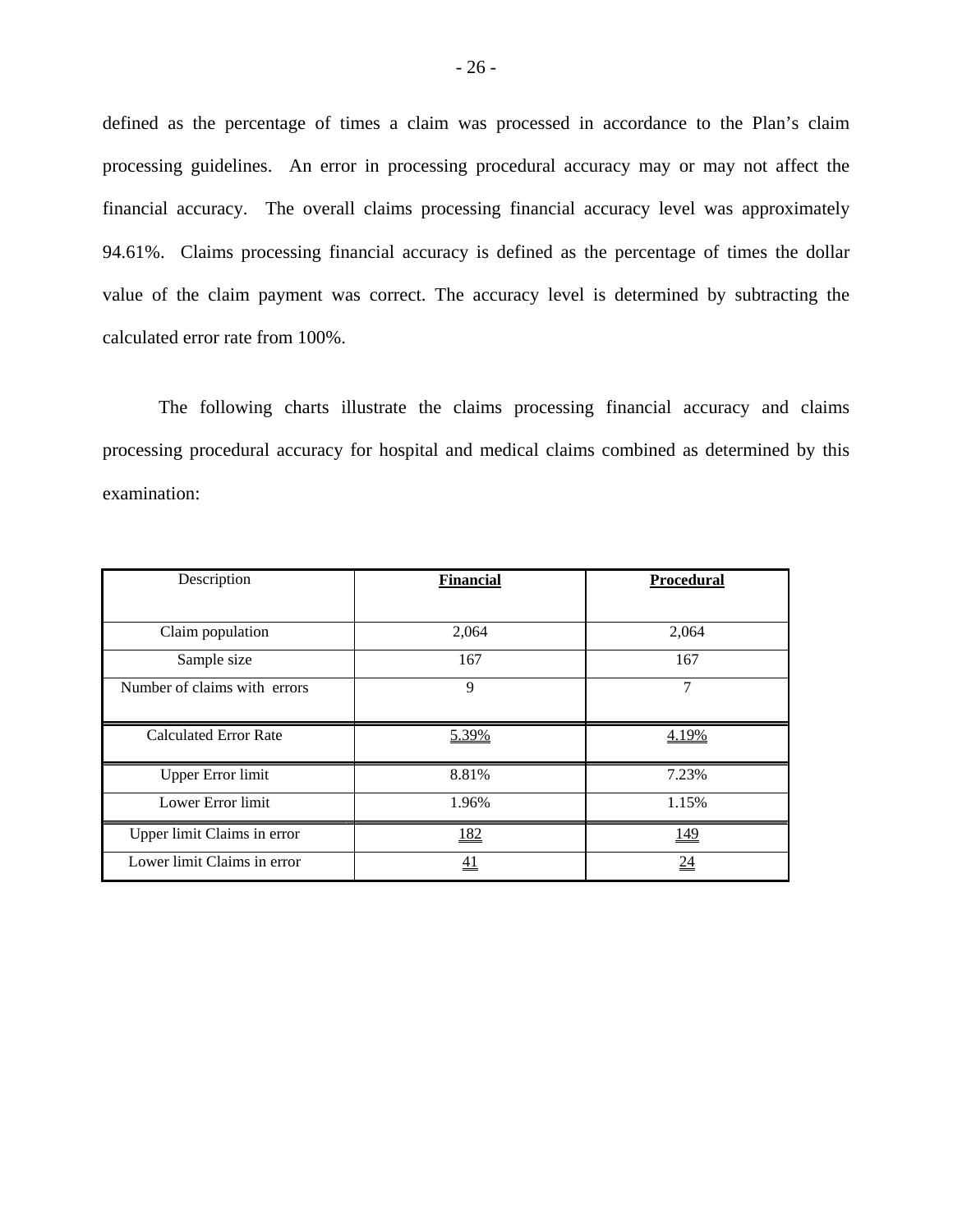defined as the percentage of times a claim was processed in accordance to the Plan's claim processing guidelines. An error in processing procedural accuracy may or may not affect the financial accuracy. The overall claims processing financial accuracy level was approximately 94.61%. Claims processing financial accuracy is defined as the percentage of times the dollar value of the claim payment was correct. The accuracy level is determined by subtracting the calculated error rate from 100%.

The following charts illustrate the claims processing financial accuracy and claims processing procedural accuracy for hospital and medical claims combined as determined by this examination:

| Description | **Financial** | **Procedural** |
|---|---|---|
| Claim population | 2,064 | 2,064 |
| Sample size | 167 | 167 |
| Number of claims with errors | 9 | 7 |
| Calculated Error Rate | 5.39% | 4.19% |
| Upper Error limit | 8.81% | 7.23% |
| Lower Error limit | 1.96% | 1.15% |
| Upper limit Claims in error | 182 | 149 |
| Lower limit Claims in error | 41 | 24 |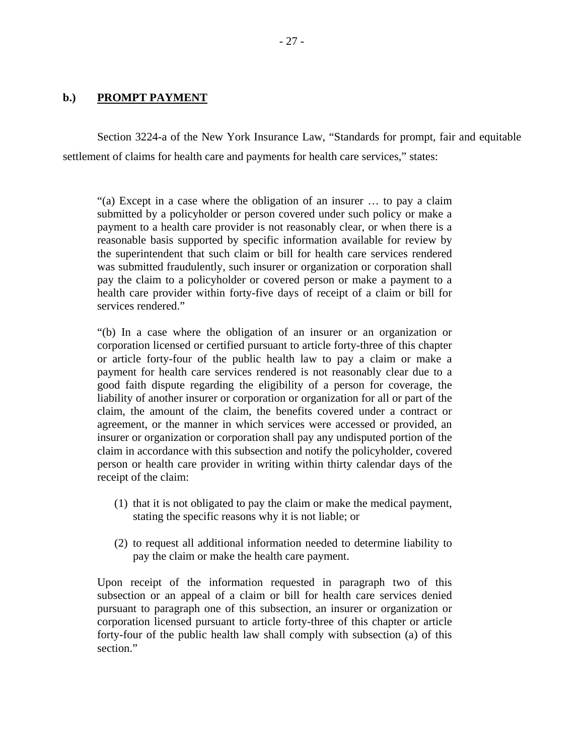## b.) PROMPT PAYMENT

Section 3224-a of the New York Insurance Law, "Standards for prompt, fair and equitable settlement of claims for health care and payments for health care services," states:

> "(a) Except in a case where the obligation of an insurer … to pay a claim submitted by a policyholder or person covered under such policy or make a payment to a health care provider is not reasonably clear, or when there is a reasonable basis supported by specific information available for review by the superintendent that such claim or bill for health care services rendered was submitted fraudulently, such insurer or organization or corporation shall pay the claim to a policyholder or covered person or make a payment to a health care provider within forty-five days of receipt of a claim or bill for services rendered."
>
> "(b) In a case where the obligation of an insurer or an organization or corporation licensed or certified pursuant to article forty-three of this chapter or article forty-four of the public health law to pay a claim or make a payment for health care services rendered is not reasonably clear due to a good faith dispute regarding the eligibility of a person for coverage, the liability of another insurer or corporation or organization for all or part of the claim, the amount of the claim, the benefits covered under a contract or agreement, or the manner in which services were accessed or provided, an insurer or organization or corporation shall pay any undisputed portion of the claim in accordance with this subsection and notify the policyholder, covered person or health care provider in writing within thirty calendar days of the receipt of the claim:
>
> (1) that it is not obligated to pay the claim or make the medical payment, stating the specific reasons why it is not liable; or
>
> (2) to request all additional information needed to determine liability to pay the claim or make the health care payment.
>
> Upon receipt of the information requested in paragraph two of this subsection or an appeal of a claim or bill for health care services denied pursuant to paragraph one of this subsection, an insurer or organization or corporation licensed pursuant to article forty-three of this chapter or article forty-four of the public health law shall comply with subsection (a) of this section."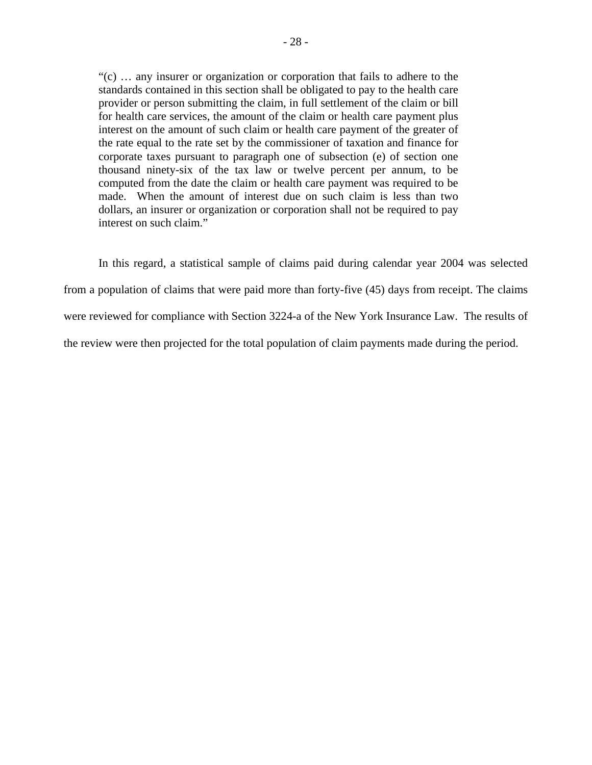> "(c) … any insurer or organization or corporation that fails to adhere to the standards contained in this section shall be obligated to pay to the health care provider or person submitting the claim, in full settlement of the claim or bill for health care services, the amount of the claim or health care payment plus interest on the amount of such claim or health care payment of the greater of the rate equal to the rate set by the commissioner of taxation and finance for corporate taxes pursuant to paragraph one of subsection (e) of section one thousand ninety-six of the tax law or twelve percent per annum, to be computed from the date the claim or health care payment was required to be made. When the amount of interest due on such claim is less than two dollars, an insurer or organization or corporation shall not be required to pay interest on such claim."

In this regard, a statistical sample of claims paid during calendar year 2004 was selected from a population of claims that were paid more than forty-five (45) days from receipt. The claims were reviewed for compliance with Section 3224-a of the New York Insurance Law. The results of the review were then projected for the total population of claim payments made during the period.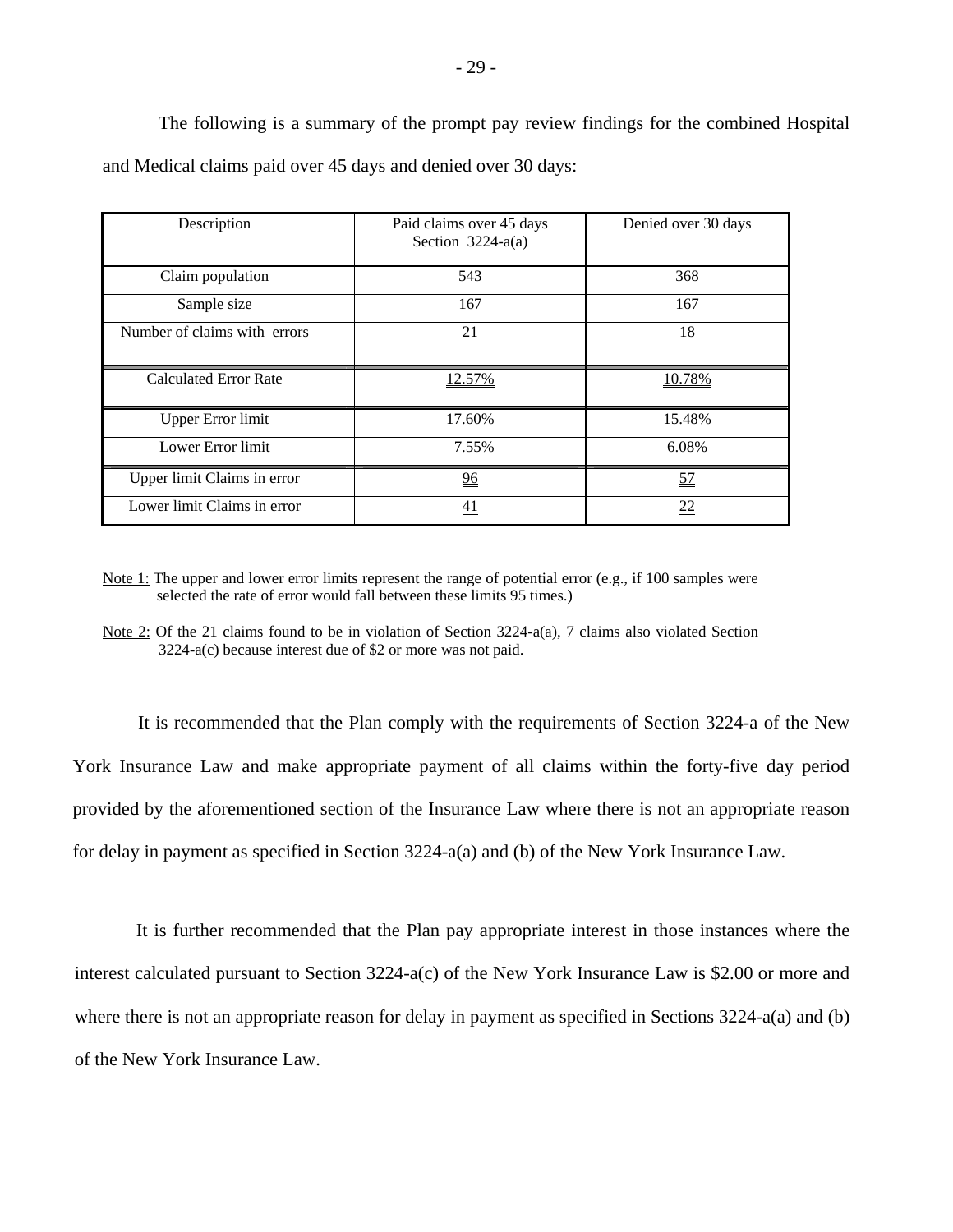The following is a summary of the prompt pay review findings for the combined Hospital and Medical claims paid over 45 days and denied over 30 days:

| Description | Paid claims over 45 days Section 3224-a(a) | Denied over 30 days |
|---|---|---|
| Claim population | 543 | 368 |
| Sample size | 167 | 167 |
| Number of claims with errors | 21 | 18 |
| Calculated Error Rate | 12.57% | 10.78% |
| Upper Error limit | 17.60% | 15.48% |
| Lower Error limit | 7.55% | 6.08% |
| Upper limit Claims in error | 96 | 57 |
| Lower limit Claims in error | 41 | 22 |

Note 1: The upper and lower error limits represent the range of potential error (e.g., if 100 samples were selected the rate of error would fall between these limits 95 times.)

Note 2: Of the 21 claims found to be in violation of Section 3224-a(a), 7 claims also violated Section 3224-a(c) because interest due of $2 or more was not paid.

It is recommended that the Plan comply with the requirements of Section 3224-a of the New York Insurance Law and make appropriate payment of all claims within the forty-five day period provided by the aforementioned section of the Insurance Law where there is not an appropriate reason for delay in payment as specified in Section 3224-a(a) and (b) of the New York Insurance Law.

It is further recommended that the Plan pay appropriate interest in those instances where the interest calculated pursuant to Section 3224-a(c) of the New York Insurance Law is $2.00 or more and where there is not an appropriate reason for delay in payment as specified in Sections 3224-a(a) and (b) of the New York Insurance Law.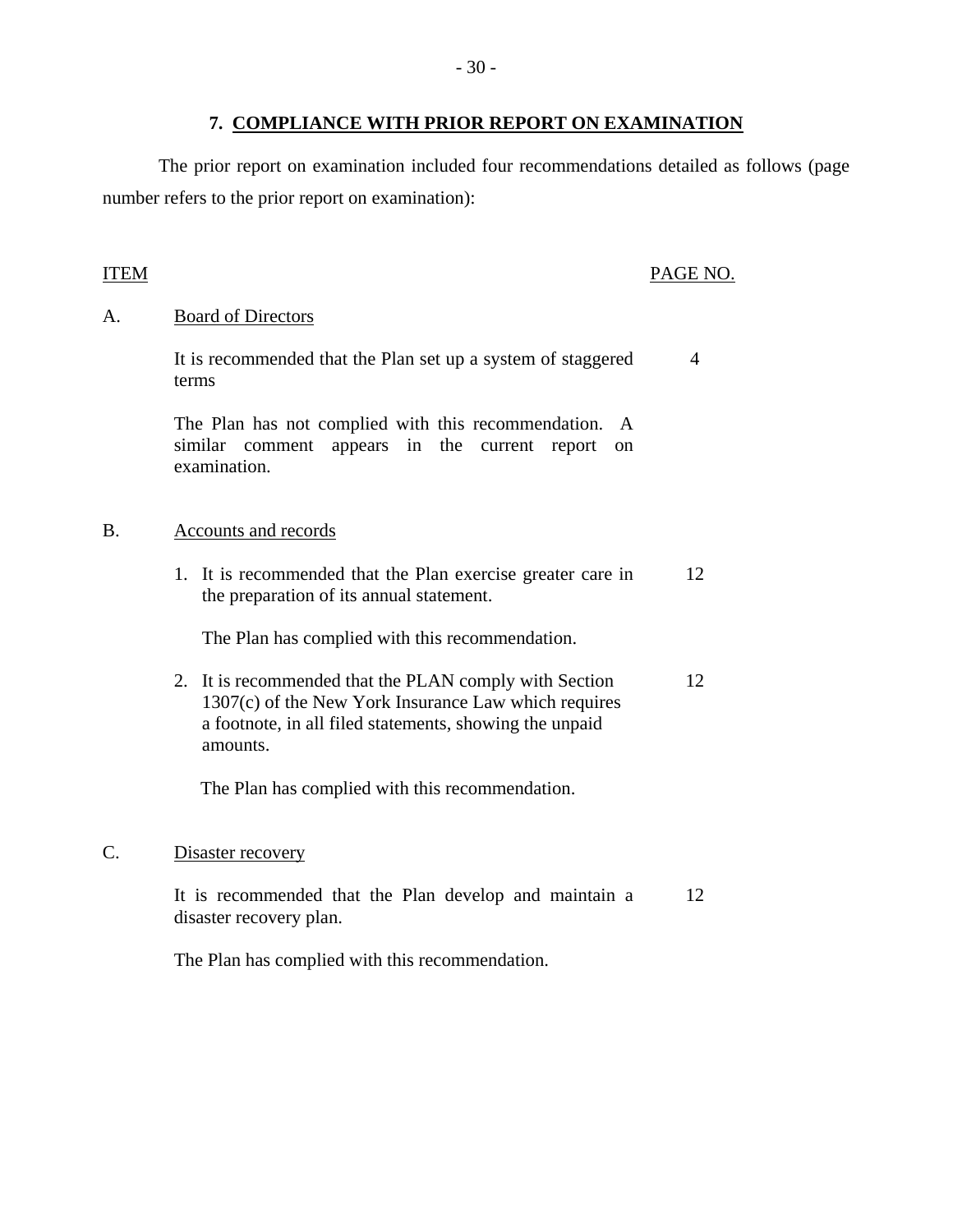## 7. COMPLIANCE WITH PRIOR REPORT ON EXAMINATION

The prior report on examination included four recommendations detailed as follows (page number refers to the prior report on examination):

| ITEM | | PAGE NO. |
|---|---|---|
| A. | Board of Directors | |
| | It is recommended that the Plan set up a system of staggered terms | 4 |
| | The Plan has not complied with this recommendation. A similar comment appears in the current report on examination. | |
| B. | Accounts and records | |
| | 1. It is recommended that the Plan exercise greater care in the preparation of its annual statement. | 12 |
| | The Plan has complied with this recommendation. | |
| | 2. It is recommended that the PLAN comply with Section 1307(c) of the New York Insurance Law which requires a footnote, in all filed statements, showing the unpaid amounts. | 12 |
| | The Plan has complied with this recommendation. | |
| C. | Disaster recovery | |
| | It is recommended that the Plan develop and maintain a disaster recovery plan. | 12 |
| | The Plan has complied with this recommendation. | |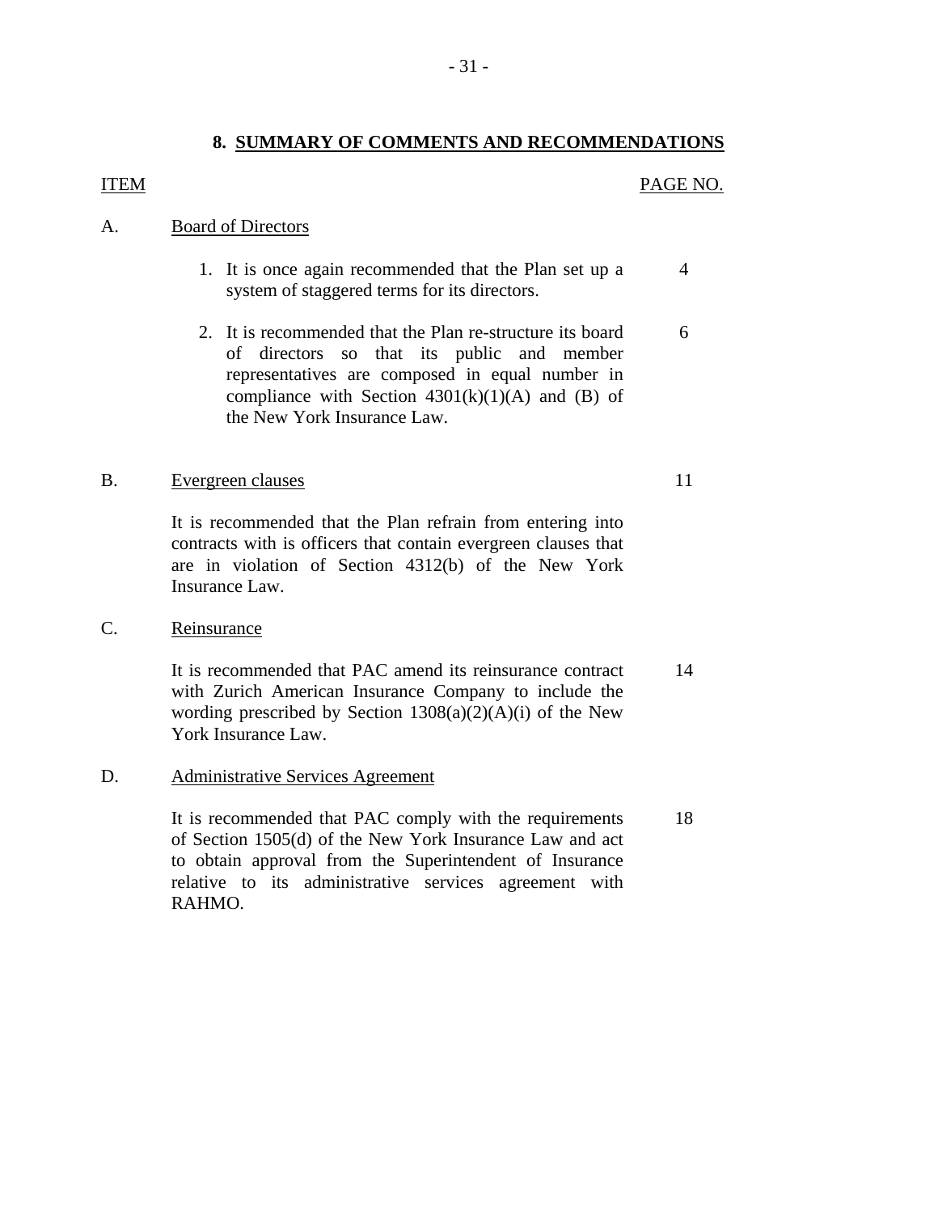## 8. SUMMARY OF COMMENTS AND RECOMMENDATIONS

| ITEM | | PAGE NO. |
|---|---|---|
| A. | Board of Directors | |
| | 1. It is once again recommended that the Plan set up a system of staggered terms for its directors. | 4 |
| | 2. It is recommended that the Plan re-structure its board of directors so that its public and member representatives are composed in equal number in compliance with Section 4301(k)(1)(A) and (B) of the New York Insurance Law. | 6 |
| B. | Evergreen clauses | 11 |
| | It is recommended that the Plan refrain from entering into contracts with is officers that contain evergreen clauses that are in violation of Section 4312(b) of the New York Insurance Law. | |
| C. | Reinsurance | |
| | It is recommended that PAC amend its reinsurance contract with Zurich American Insurance Company to include the wording prescribed by Section 1308(a)(2)(A)(i) of the New York Insurance Law. | 14 |
| D. | Administrative Services Agreement | |
| | It is recommended that PAC comply with the requirements of Section 1505(d) of the New York Insurance Law and act to obtain approval from the Superintendent of Insurance relative to its administrative services agreement with RAHMO. | 18 |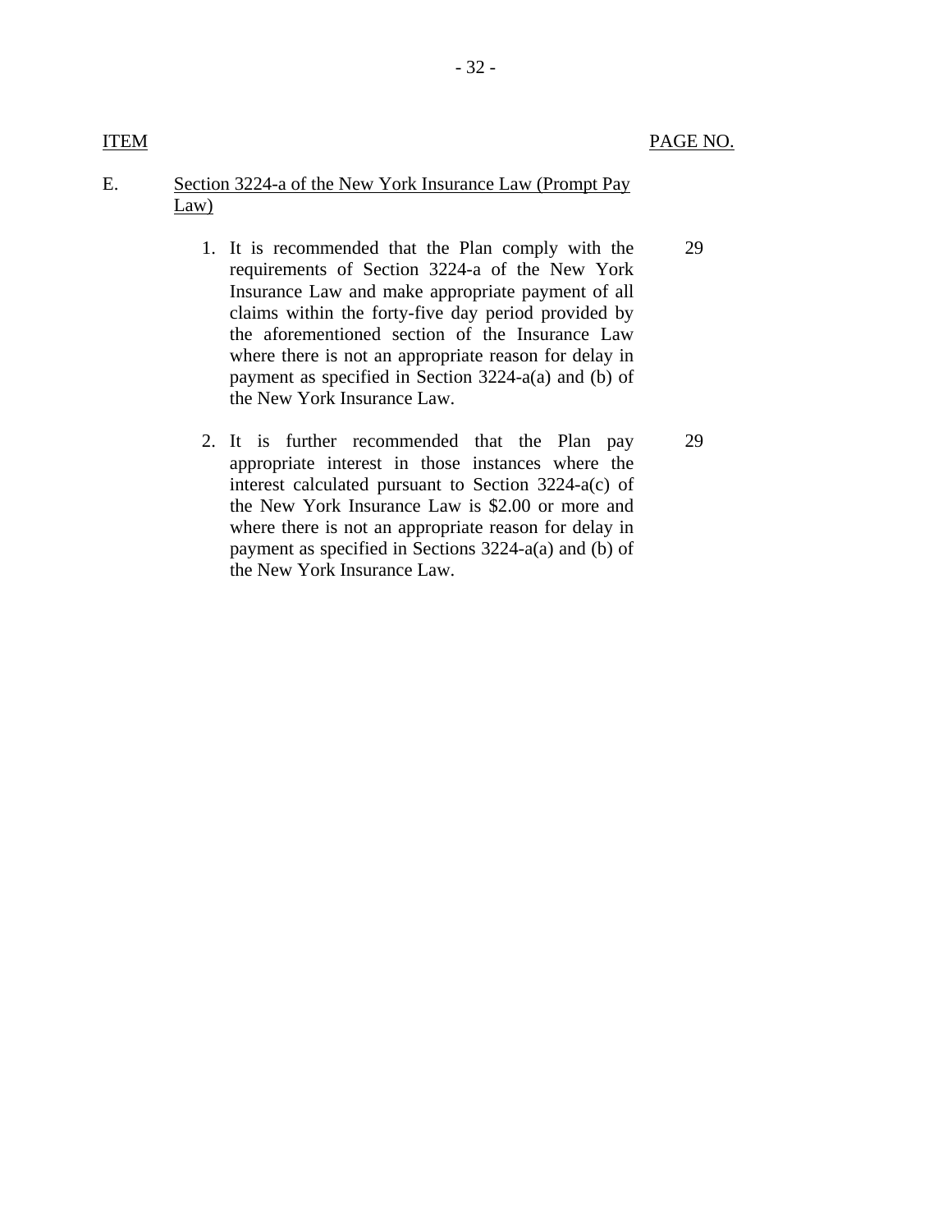| ITEM | | PAGE NO. |
|---|---|---|
| E. | Section 3224-a of the New York Insurance Law (Prompt Pay Law) | |
| | 1. It is recommended that the Plan comply with the requirements of Section 3224-a of the New York Insurance Law and make appropriate payment of all claims within the forty-five day period provided by the aforementioned section of the Insurance Law where there is not an appropriate reason for delay in payment as specified in Section 3224-a(a) and (b) of the New York Insurance Law. | 29 |
| | 2. It is further recommended that the Plan pay appropriate interest in those instances where the interest calculated pursuant to Section 3224-a(c) of the New York Insurance Law is $2.00 or more and where there is not an appropriate reason for delay in payment as specified in Sections 3224-a(a) and (b) of the New York Insurance Law. | 29 |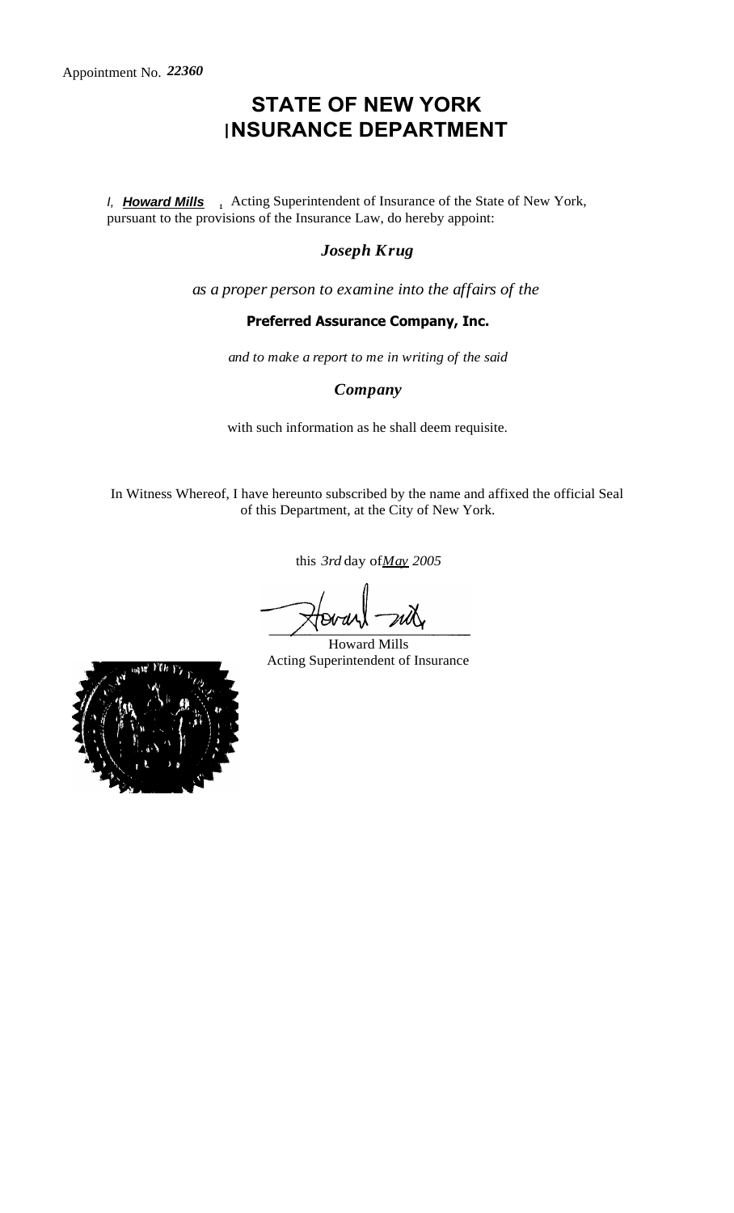Appointment No. *22360*

# STATE OF NEW YORK
# INSURANCE DEPARTMENT

*I,* ***Howard Mills*** , Acting Superintendent of Insurance of the State of New York, pursuant to the provisions of the Insurance Law, do hereby appoint:

***Joseph Krug***

*as a proper person to examine into the affairs of the*

**Preferred Assurance Company, Inc.**

*and to make a report to me in writing of the said*

***Company***

with such information as he shall deem requisite.

In Witness Whereof, I have hereunto subscribed by the name and affixed the official Seal of this Department, at the City of New York.

this *3rd* day of *May* *2005*

Howard Mills
Acting Superintendent of Insurance